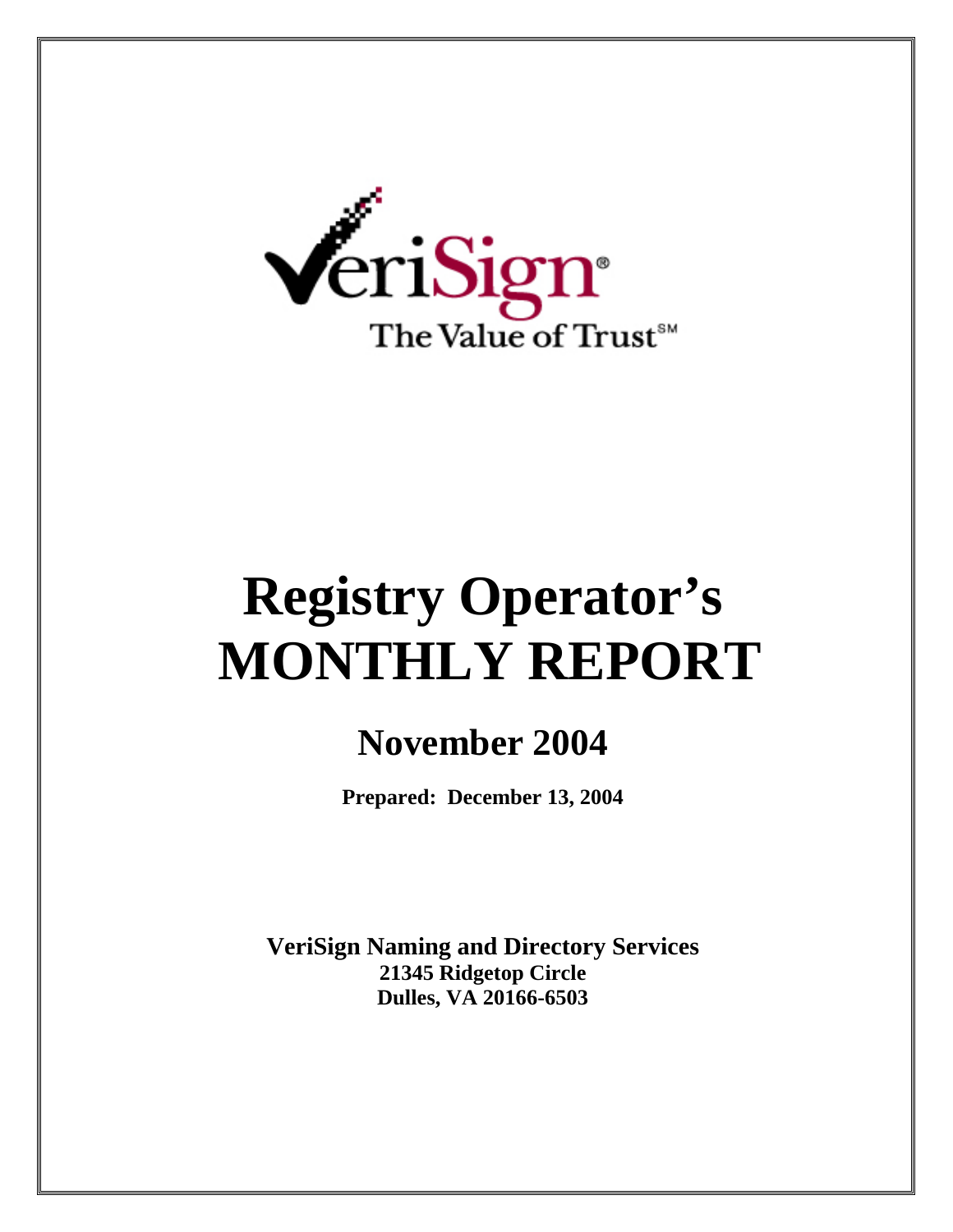VeriSign®

The Value of Trust℠

# Registry Operator's MONTHLY REPORT

## November 2004

**Prepared: December 13, 2004**

**VeriSign Naming and Directory Services**
**21345 Ridgetop Circle**
**Dulles, VA 20166-6503**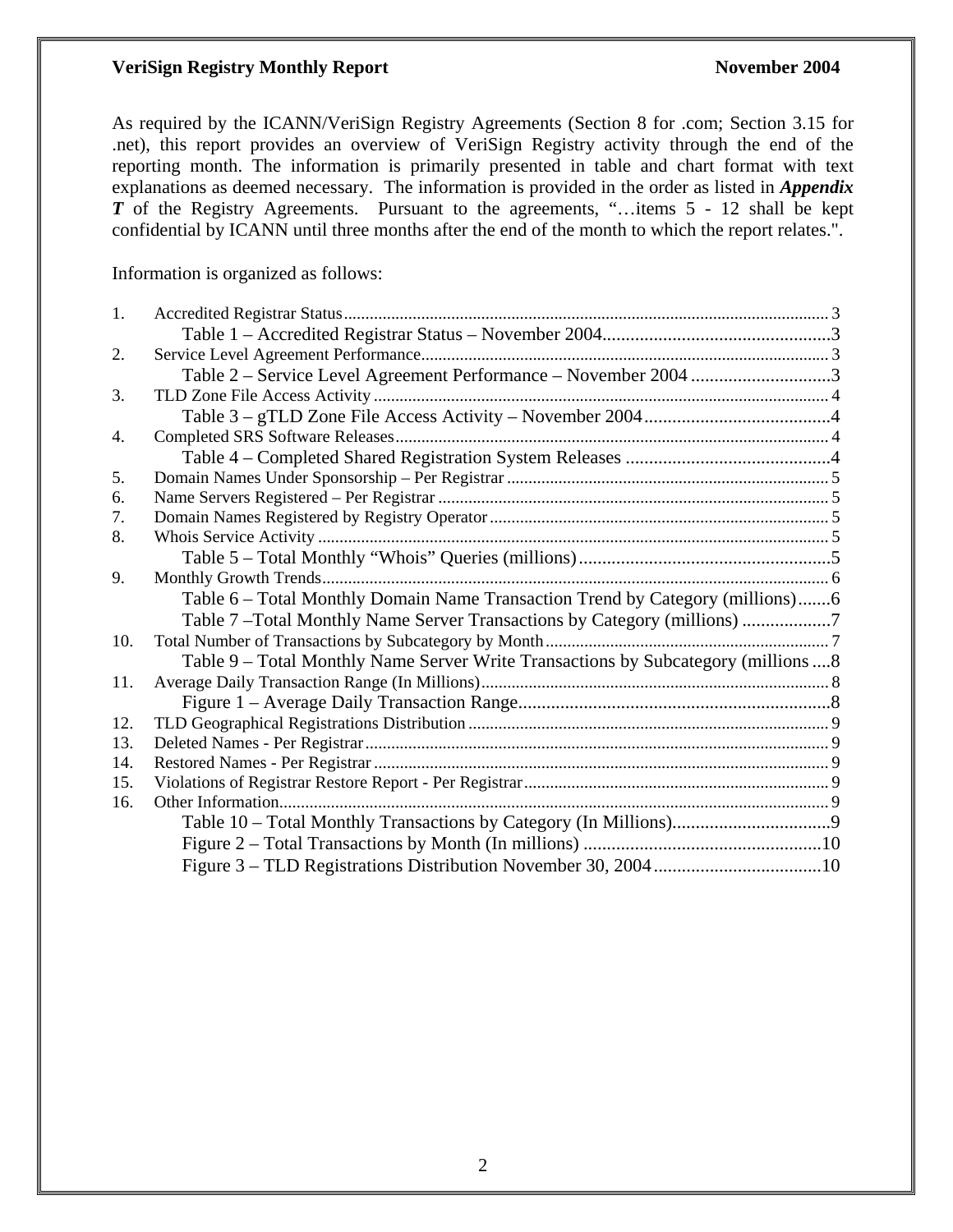As required by the ICANN/VeriSign Registry Agreements (Section 8 for .com; Section 3.15 for .net), this report provides an overview of VeriSign Registry activity through the end of the reporting month. The information is primarily presented in table and chart format with text explanations as deemed necessary. The information is provided in the order as listed in ***Appendix T*** of the Registry Agreements. Pursuant to the agreements, "…items 5 - 12 shall be kept confidential by ICANN until three months after the end of the month to which the report relates.".

Information is organized as follows:

1. Accredited Registrar Status .......... 3
   - Table 1 – Accredited Registrar Status – November 2004 .......... 3
2. Service Level Agreement Performance .......... 3
   - Table 2 – Service Level Agreement Performance – November 2004 .......... 3
3. TLD Zone File Access Activity .......... 4
   - Table 3 – gTLD Zone File Access Activity – November 2004 .......... 4
4. Completed SRS Software Releases .......... 4
   - Table 4 – Completed Shared Registration System Releases .......... 4
5. Domain Names Under Sponsorship – Per Registrar .......... 5
6. Name Servers Registered – Per Registrar .......... 5
7. Domain Names Registered by Registry Operator .......... 5
8. Whois Service Activity .......... 5
   - Table 5 – Total Monthly "Whois" Queries (millions) .......... 5
9. Monthly Growth Trends .......... 6
   - Table 6 – Total Monthly Domain Name Transaction Trend by Category (millions) .......... 6
   - Table 7 –Total Monthly Name Server Transactions by Category (millions) .......... 7
10. Total Number of Transactions by Subcategory by Month .......... 7
    - Table 9 – Total Monthly Name Server Write Transactions by Subcategory (millions .......... 8
11. Average Daily Transaction Range (In Millions) .......... 8
    - Figure 1 – Average Daily Transaction Range .......... 8
12. TLD Geographical Registrations Distribution .......... 9
13. Deleted Names - Per Registrar .......... 9
14. Restored Names - Per Registrar .......... 9
15. Violations of Registrar Restore Report - Per Registrar .......... 9
16. Other Information .......... 9
    - Table 10 – Total Monthly Transactions by Category (In Millions) .......... 9
    - Figure 2 – Total Transactions by Month (In millions) .......... 10
    - Figure 3 – TLD Registrations Distribution November 30, 2004 .......... 10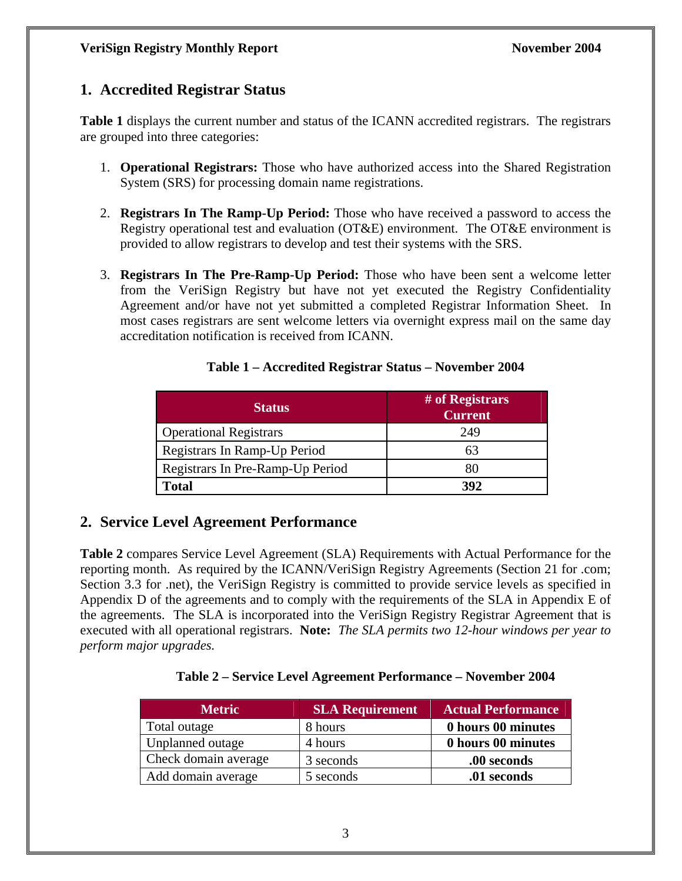## 1. Accredited Registrar Status

**Table 1** displays the current number and status of the ICANN accredited registrars. The registrars are grouped into three categories:

1. **Operational Registrars:** Those who have authorized access into the Shared Registration System (SRS) for processing domain name registrations.

2. **Registrars In The Ramp-Up Period:** Those who have received a password to access the Registry operational test and evaluation (OT&E) environment. The OT&E environment is provided to allow registrars to develop and test their systems with the SRS.

3. **Registrars In The Pre-Ramp-Up Period:** Those who have been sent a welcome letter from the VeriSign Registry but have not yet executed the Registry Confidentiality Agreement and/or have not yet submitted a completed Registrar Information Sheet. In most cases registrars are sent welcome letters via overnight express mail on the same day accreditation notification is received from ICANN.

**Table 1 – Accredited Registrar Status – November 2004**

| Status | # of Registrars Current |
|---|---|
| Operational Registrars | 249 |
| Registrars In Ramp-Up Period | 63 |
| Registrars In Pre-Ramp-Up Period | 80 |
| **Total** | **392** |

## 2. Service Level Agreement Performance

**Table 2** compares Service Level Agreement (SLA) Requirements with Actual Performance for the reporting month. As required by the ICANN/VeriSign Registry Agreements (Section 21 for .com; Section 3.3 for .net), the VeriSign Registry is committed to provide service levels as specified in Appendix D of the agreements and to comply with the requirements of the SLA in Appendix E of the agreements. The SLA is incorporated into the VeriSign Registry Registrar Agreement that is executed with all operational registrars. **Note:** *The SLA permits two 12-hour windows per year to perform major upgrades.*

**Table 2 – Service Level Agreement Performance – November 2004**

| Metric | SLA Requirement | Actual Performance |
|---|---|---|
| Total outage | 8 hours | **0 hours 00 minutes** |
| Unplanned outage | 4 hours | **0 hours 00 minutes** |
| Check domain average | 3 seconds | **.00 seconds** |
| Add domain average | 5 seconds | **.01 seconds** |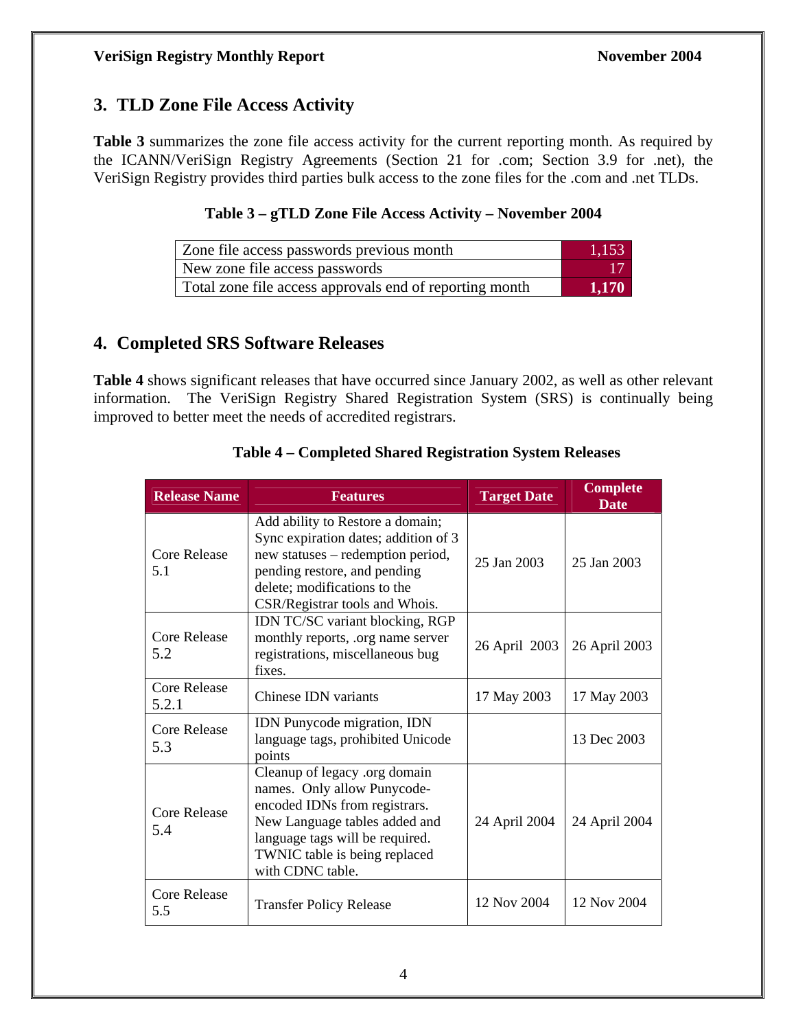## 3. TLD Zone File Access Activity

**Table 3** summarizes the zone file access activity for the current reporting month. As required by the ICANN/VeriSign Registry Agreements (Section 21 for .com; Section 3.9 for .net), the VeriSign Registry provides third parties bulk access to the zone files for the .com and .net TLDs.

**Table 3 – gTLD Zone File Access Activity – November 2004**

| | |
|---|---|
| Zone file access passwords previous month | 1,153 |
| New zone file access passwords | 17 |
| Total zone file access approvals end of reporting month | **1,170** |

## 4. Completed SRS Software Releases

**Table 4** shows significant releases that have occurred since January 2002, as well as other relevant information. The VeriSign Registry Shared Registration System (SRS) is continually being improved to better meet the needs of accredited registrars.

**Table 4 – Completed Shared Registration System Releases**

| Release Name | Features | Target Date | Complete Date |
|---|---|---|---|
| Core Release 5.1 | Add ability to Restore a domain; Sync expiration dates; addition of 3 new statuses – redemption period, pending restore, and pending delete; modifications to the CSR/Registrar tools and Whois. | 25 Jan 2003 | 25 Jan 2003 |
| Core Release 5.2 | IDN TC/SC variant blocking, RGP monthly reports, .org name server registrations, miscellaneous bug fixes. | 26 April 2003 | 26 April 2003 |
| Core Release 5.2.1 | Chinese IDN variants | 17 May 2003 | 17 May 2003 |
| Core Release 5.3 | IDN Punycode migration, IDN language tags, prohibited Unicode points | | 13 Dec 2003 |
| Core Release 5.4 | Cleanup of legacy .org domain names. Only allow Punycode-encoded IDNs from registrars. New Language tables added and language tags will be required. TWNIC table is being replaced with CDNC table. | 24 April 2004 | 24 April 2004 |
| Core Release 5.5 | Transfer Policy Release | 12 Nov 2004 | 12 Nov 2004 |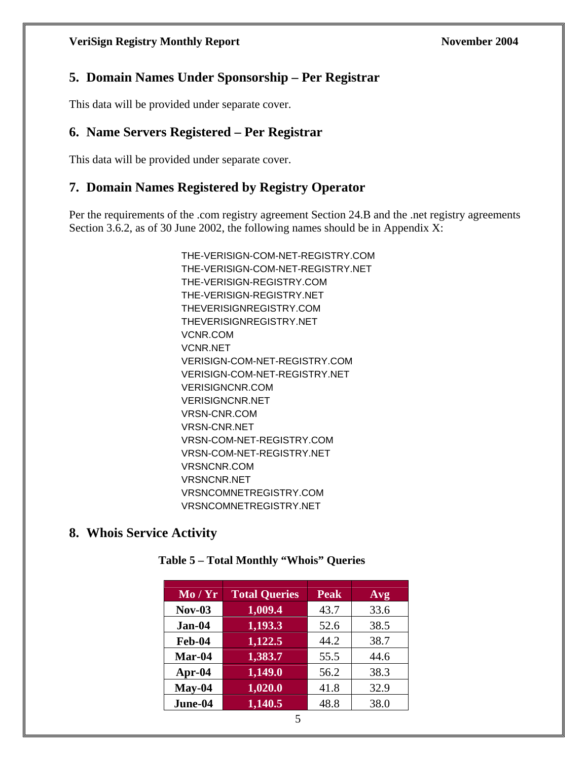## 5. Domain Names Under Sponsorship – Per Registrar

This data will be provided under separate cover.

## 6. Name Servers Registered – Per Registrar

This data will be provided under separate cover.

## 7. Domain Names Registered by Registry Operator

Per the requirements of the .com registry agreement Section 24.B and the .net registry agreements Section 3.6.2, as of 30 June 2002, the following names should be in Appendix X:

THE-VERISIGN-COM-NET-REGISTRY.COM
THE-VERISIGN-COM-NET-REGISTRY.NET
THE-VERISIGN-REGISTRY.COM
THE-VERISIGN-REGISTRY.NET
THEVERISIGNREGISTRY.COM
THEVERISIGNREGISTRY.NET
VCNR.COM
VCNR.NET
VERISIGN-COM-NET-REGISTRY.COM
VERISIGN-COM-NET-REGISTRY.NET
VERISIGNCNR.COM
VERISIGNCNR.NET
VRSN-CNR.COM
VRSN-CNR.NET
VRSN-COM-NET-REGISTRY.COM
VRSN-COM-NET-REGISTRY.NET
VRSNCNR.COM
VRSNCNR.NET
VRSNCOMNETREGISTRY.COM
VRSNCOMNETREGISTRY.NET

## 8. Whois Service Activity

**Table 5 – Total Monthly "Whois" Queries**

| Mo / Yr | Total Queries | Peak | Avg |
|---|---|---|---|
| Nov-03 | 1,009.4 | 43.7 | 33.6 |
| Jan-04 | 1,193.3 | 52.6 | 38.5 |
| Feb-04 | 1,122.5 | 44.2 | 38.7 |
| Mar-04 | 1,383.7 | 55.5 | 44.6 |
| Apr-04 | 1,149.0 | 56.2 | 38.3 |
| May-04 | 1,020.0 | 41.8 | 32.9 |
| June-04 | 1,140.5 | 48.8 | 38.0 |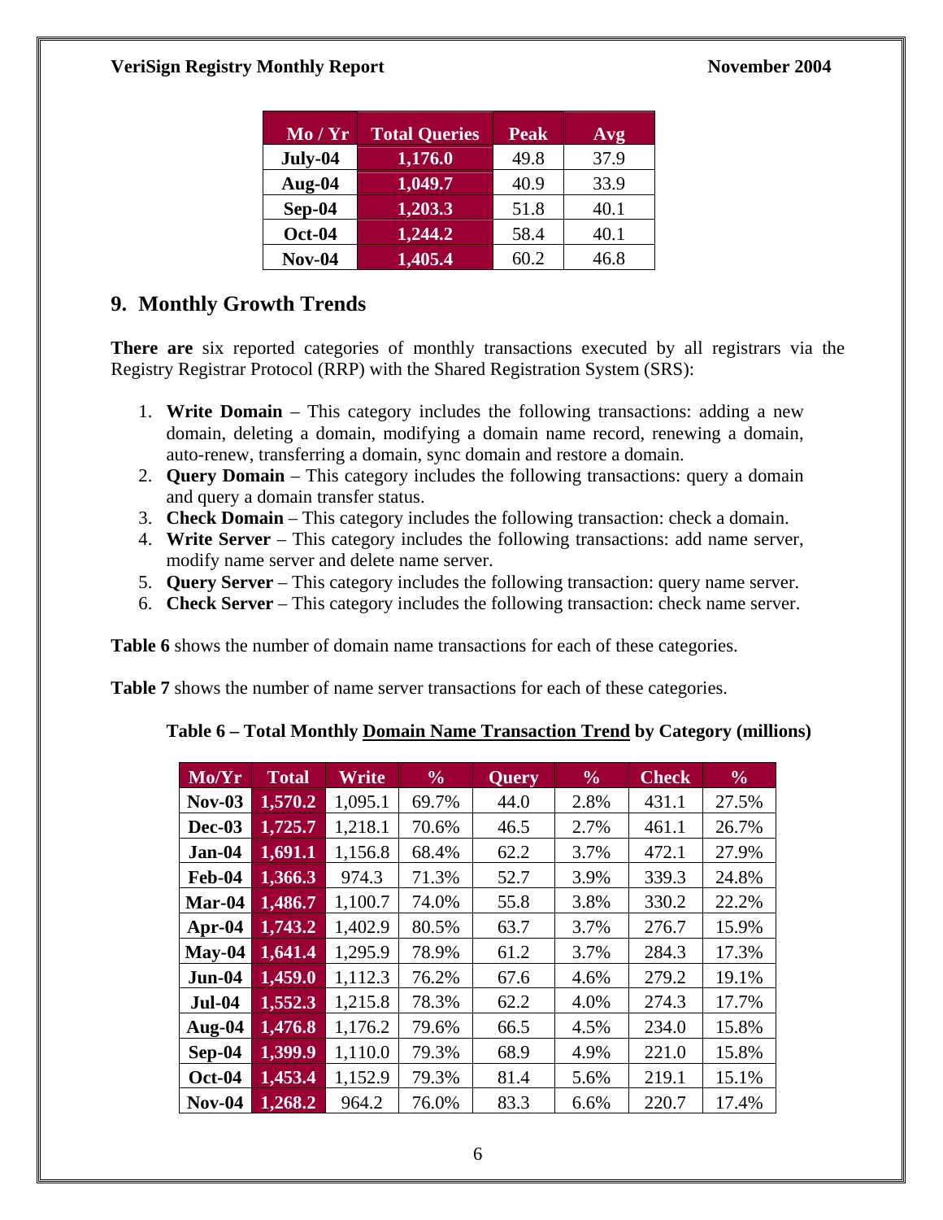| Mo / Yr | Total Queries | Peak | Avg |
|---|---|---|---|
| July-04 | 1,176.0 | 49.8 | 37.9 |
| Aug-04 | 1,049.7 | 40.9 | 33.9 |
| Sep-04 | 1,203.3 | 51.8 | 40.1 |
| Oct-04 | 1,244.2 | 58.4 | 40.1 |
| Nov-04 | 1,405.4 | 60.2 | 46.8 |

## 9. Monthly Growth Trends

**There are** six reported categories of monthly transactions executed by all registrars via the Registry Registrar Protocol (RRP) with the Shared Registration System (SRS):

1. **Write Domain** – This category includes the following transactions: adding a new domain, deleting a domain, modifying a domain name record, renewing a domain, auto-renew, transferring a domain, sync domain and restore a domain.
2. **Query Domain** – This category includes the following transactions: query a domain and query a domain transfer status.
3. **Check Domain** – This category includes the following transaction: check a domain.
4. **Write Server** – This category includes the following transactions: add name server, modify name server and delete name server.
5. **Query Server** – This category includes the following transaction: query name server.
6. **Check Server** – This category includes the following transaction: check name server.

**Table 6** shows the number of domain name transactions for each of these categories.

**Table 7** shows the number of name server transactions for each of these categories.

**Table 6 – Total Monthly Domain Name Transaction Trend by Category (millions)**

| Mo/Yr | Total | Write | % | Query | % | Check | % |
|---|---|---|---|---|---|---|---|
| Nov-03 | 1,570.2 | 1,095.1 | 69.7% | 44.0 | 2.8% | 431.1 | 27.5% |
| Dec-03 | 1,725.7 | 1,218.1 | 70.6% | 46.5 | 2.7% | 461.1 | 26.7% |
| Jan-04 | 1,691.1 | 1,156.8 | 68.4% | 62.2 | 3.7% | 472.1 | 27.9% |
| Feb-04 | 1,366.3 | 974.3 | 71.3% | 52.7 | 3.9% | 339.3 | 24.8% |
| Mar-04 | 1,486.7 | 1,100.7 | 74.0% | 55.8 | 3.8% | 330.2 | 22.2% |
| Apr-04 | 1,743.2 | 1,402.9 | 80.5% | 63.7 | 3.7% | 276.7 | 15.9% |
| May-04 | 1,641.4 | 1,295.9 | 78.9% | 61.2 | 3.7% | 284.3 | 17.3% |
| Jun-04 | 1,459.0 | 1,112.3 | 76.2% | 67.6 | 4.6% | 279.2 | 19.1% |
| Jul-04 | 1,552.3 | 1,215.8 | 78.3% | 62.2 | 4.0% | 274.3 | 17.7% |
| Aug-04 | 1,476.8 | 1,176.2 | 79.6% | 66.5 | 4.5% | 234.0 | 15.8% |
| Sep-04 | 1,399.9 | 1,110.0 | 79.3% | 68.9 | 4.9% | 221.0 | 15.8% |
| Oct-04 | 1,453.4 | 1,152.9 | 79.3% | 81.4 | 5.6% | 219.1 | 15.1% |
| Nov-04 | 1,268.2 | 964.2 | 76.0% | 83.3 | 6.6% | 220.7 | 17.4% |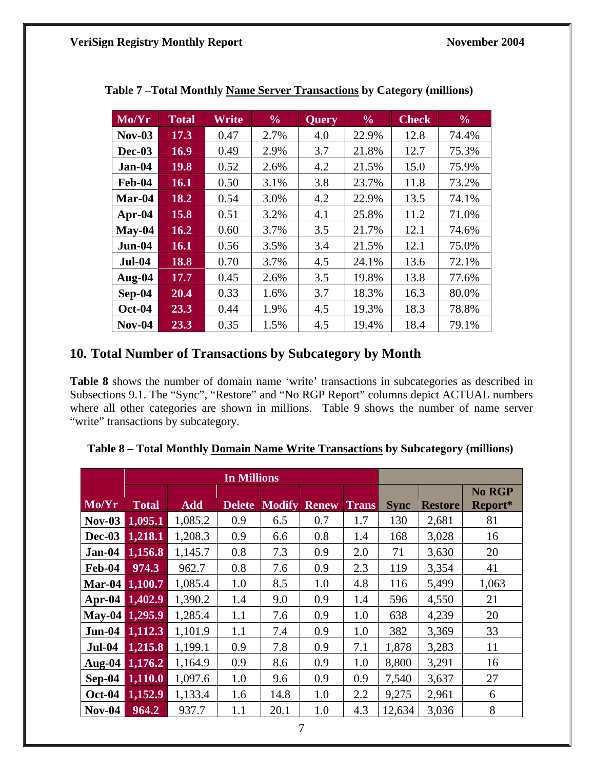**Table 7 –Total Monthly Name Server Transactions by Category (millions)**

| Mo/Yr | Total | Write | % | Query | % | Check | % |
|---|---|---|---|---|---|---|---|
| Nov-03 | 17.3 | 0.47 | 2.7% | 4.0 | 22.9% | 12.8 | 74.4% |
| Dec-03 | 16.9 | 0.49 | 2.9% | 3.7 | 21.8% | 12.7 | 75.3% |
| Jan-04 | 19.8 | 0.52 | 2.6% | 4.2 | 21.5% | 15.0 | 75.9% |
| Feb-04 | 16.1 | 0.50 | 3.1% | 3.8 | 23.7% | 11.8 | 73.2% |
| Mar-04 | 18.2 | 0.54 | 3.0% | 4.2 | 22.9% | 13.5 | 74.1% |
| Apr-04 | 15.8 | 0.51 | 3.2% | 4.1 | 25.8% | 11.2 | 71.0% |
| May-04 | 16.2 | 0.60 | 3.7% | 3.5 | 21.7% | 12.1 | 74.6% |
| Jun-04 | 16.1 | 0.56 | 3.5% | 3.4 | 21.5% | 12.1 | 75.0% |
| Jul-04 | 18.8 | 0.70 | 3.7% | 4.5 | 24.1% | 13.6 | 72.1% |
| Aug-04 | 17.7 | 0.45 | 2.6% | 3.5 | 19.8% | 13.8 | 77.6% |
| Sep-04 | 20.4 | 0.33 | 1.6% | 3.7 | 18.3% | 16.3 | 80.0% |
| Oct-04 | 23.3 | 0.44 | 1.9% | 4.5 | 19.3% | 18.3 | 78.8% |
| Nov-04 | 23.3 | 0.35 | 1.5% | 4.5 | 19.4% | 18.4 | 79.1% |

## 10. Total Number of Transactions by Subcategory by Month

**Table 8** shows the number of domain name 'write' transactions in subcategories as described in Subsections 9.1. The "Sync", "Restore" and "No RGP Report" columns depict ACTUAL numbers where all other categories are shown in millions. Table 9 shows the number of name server "write" transactions by subcategory.

**Table 8 – Total Monthly Domain Name Write Transactions by Subcategory (millions)**

| | In Millions | | | | | | | | |
|---|---|---|---|---|---|---|---|---|---|
| Mo/Yr | Total | Add | Delete | Modify | Renew | Trans | Sync | Restore | No RGP Report* |
| Nov-03 | 1,095.1 | 1,085.2 | 0.9 | 6.5 | 0.7 | 1.7 | 130 | 2,681 | 81 |
| Dec-03 | 1,218.1 | 1,208.3 | 0.9 | 6.6 | 0.8 | 1.4 | 168 | 3,028 | 16 |
| Jan-04 | 1,156.8 | 1,145.7 | 0.8 | 7.3 | 0.9 | 2.0 | 71 | 3,630 | 20 |
| Feb-04 | 974.3 | 962.7 | 0.8 | 7.6 | 0.9 | 2.3 | 119 | 3,354 | 41 |
| Mar-04 | 1,100.7 | 1,085.4 | 1.0 | 8.5 | 1.0 | 4.8 | 116 | 5,499 | 1,063 |
| Apr-04 | 1,402.9 | 1,390.2 | 1.4 | 9.0 | 0.9 | 1.4 | 596 | 4,550 | 21 |
| May-04 | 1,295.9 | 1,285.4 | 1.1 | 7.6 | 0.9 | 1.0 | 638 | 4,239 | 20 |
| Jun-04 | 1,112.3 | 1,101.9 | 1.1 | 7.4 | 0.9 | 1.0 | 382 | 3,369 | 33 |
| Jul-04 | 1,215.8 | 1,199.1 | 0.9 | 7.8 | 0.9 | 7.1 | 1,878 | 3,283 | 11 |
| Aug-04 | 1,176.2 | 1,164.9 | 0.9 | 8.6 | 0.9 | 1.0 | 8,800 | 3,291 | 16 |
| Sep-04 | 1,110.0 | 1,097.6 | 1.0 | 9.6 | 0.9 | 0.9 | 7,540 | 3,637 | 27 |
| Oct-04 | 1,152.9 | 1,133.4 | 1.6 | 14.8 | 1.0 | 2.2 | 9,275 | 2,961 | 6 |
| Nov-04 | 964.2 | 937.7 | 1.1 | 20.1 | 1.0 | 4.3 | 12,634 | 3,036 | 8 |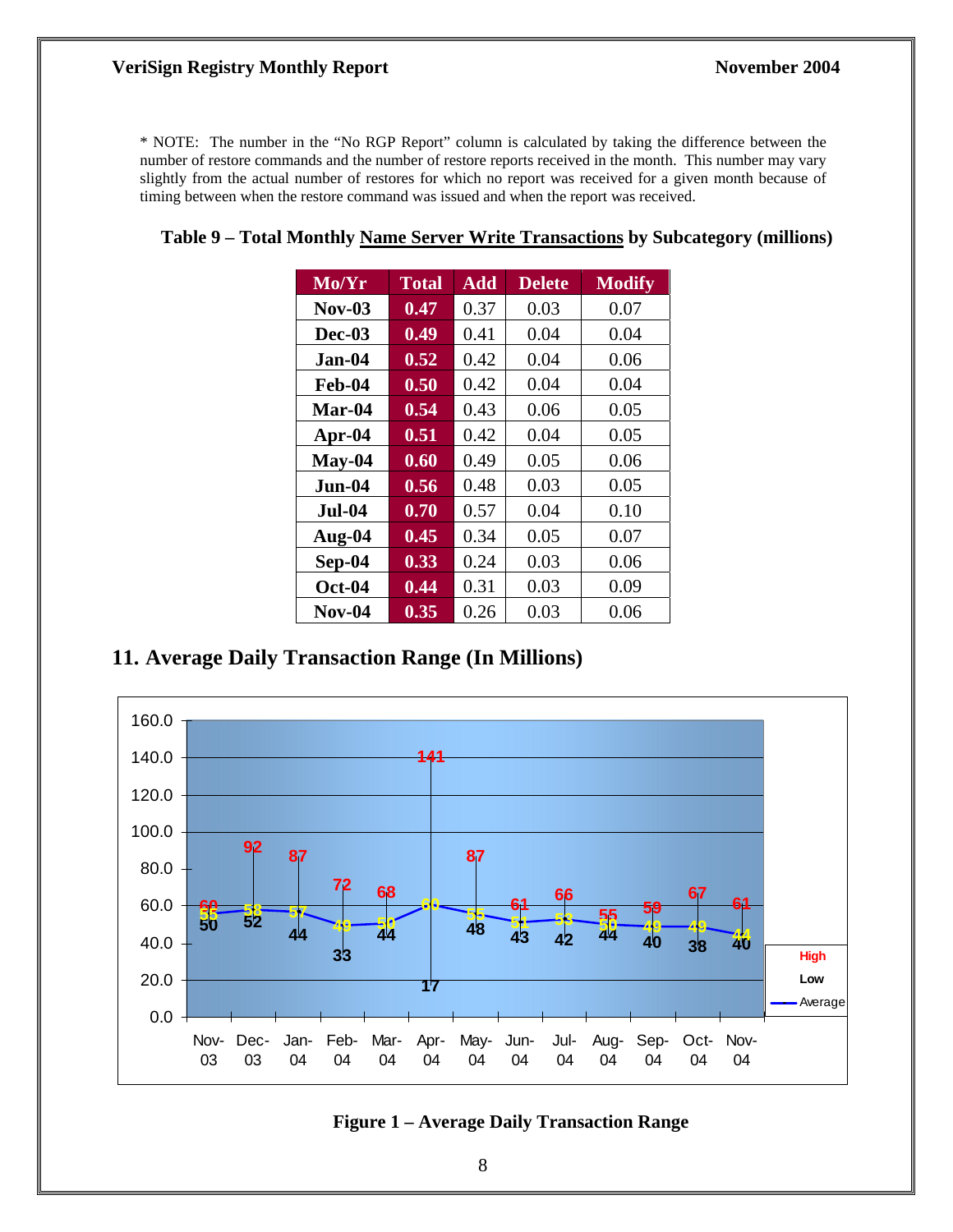* NOTE: The number in the "No RGP Report" column is calculated by taking the difference between the number of restore commands and the number of restore reports received in the month. This number may vary slightly from the actual number of restores for which no report was received for a given month because of timing between when the restore command was issued and when the report was received.

**Table 9 – Total Monthly Name Server Write Transactions by Subcategory (millions)**

| Mo/Yr | Total | Add | Delete | Modify |
|---|---|---|---|---|
| **Nov-03** | **0.47** | 0.37 | 0.03 | 0.07 |
| **Dec-03** | **0.49** | 0.41 | 0.04 | 0.04 |
| **Jan-04** | **0.52** | 0.42 | 0.04 | 0.06 |
| **Feb-04** | **0.50** | 0.42 | 0.04 | 0.04 |
| **Mar-04** | **0.54** | 0.43 | 0.06 | 0.05 |
| **Apr-04** | **0.51** | 0.42 | 0.04 | 0.05 |
| **May-04** | **0.60** | 0.49 | 0.05 | 0.06 |
| **Jun-04** | **0.56** | 0.48 | 0.03 | 0.05 |
| **Jul-04** | **0.70** | 0.57 | 0.04 | 0.10 |
| **Aug-04** | **0.45** | 0.34 | 0.05 | 0.07 |
| **Sep-04** | **0.33** | 0.24 | 0.03 | 0.06 |
| **Oct-04** | **0.44** | 0.31 | 0.03 | 0.09 |
| **Nov-04** | **0.35** | 0.26 | 0.03 | 0.06 |

## 11. Average Daily Transaction Range (In Millions)

| Mo/Yr | High | Low | Average |
|---|---|---|---|
| Nov-03 | 60 | 50 | 55 |
| Dec-03 | 92 | 52 | 58 |
| Jan-04 | 87 | 44 | 57 |
| Feb-04 | 72 | 33 | 49 |
| Mar-04 | 68 | 44 | 50 |
| Apr-04 | 141 | 17 | 60 |
| May-04 | 87 | 48 | 55 |
| Jun-04 | 61 | 43 | 51 |
| Jul-04 | 66 | 42 | 53 |
| Aug-04 | 55 | 44 | 50 |
| Sep-04 | 59 | 40 | 49 |
| Oct-04 | 67 | 38 | 49 |
| Nov-04 | 61 | 40 | 44 |

**Figure 1 – Average Daily Transaction Range**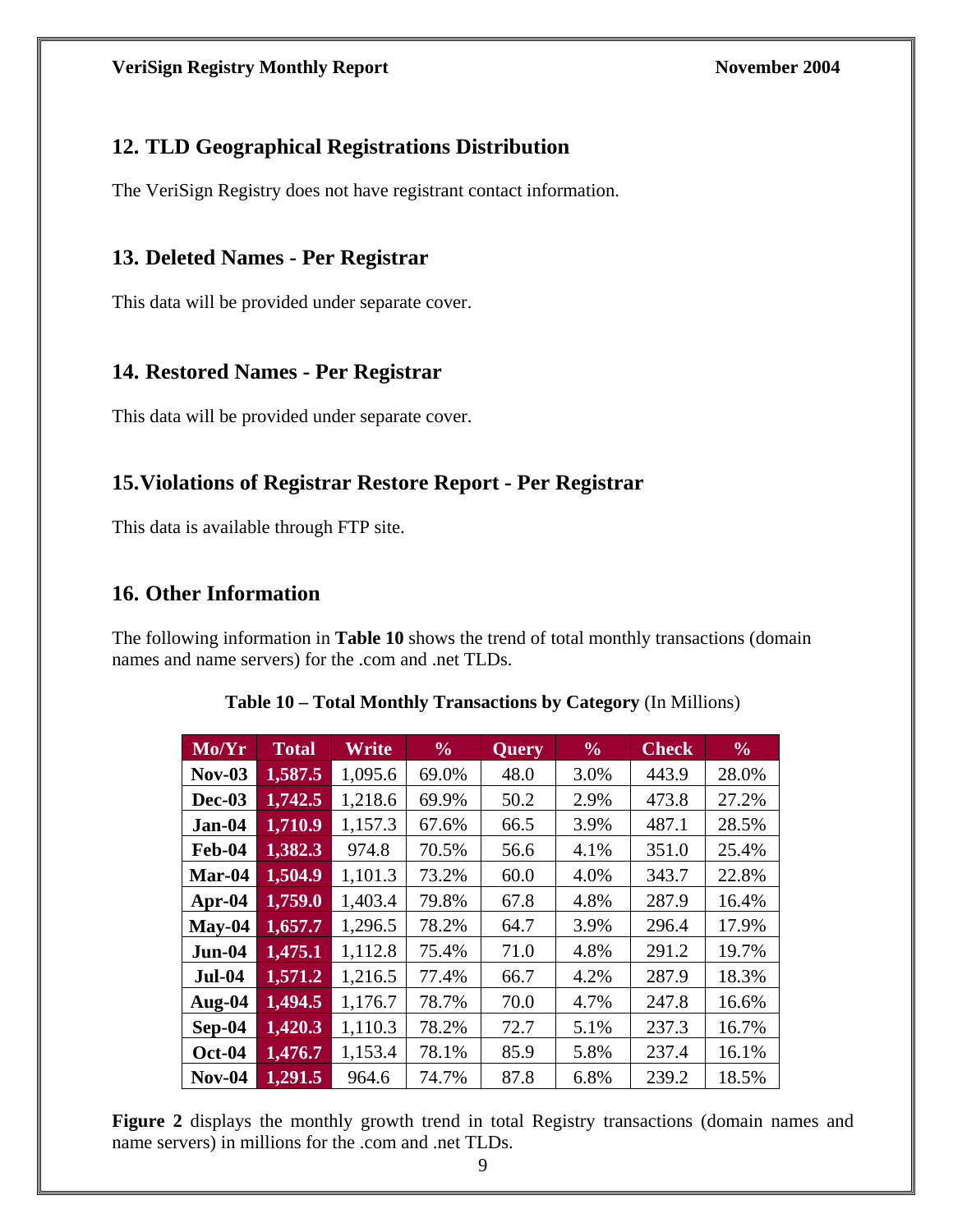## 12. TLD Geographical Registrations Distribution

The VeriSign Registry does not have registrant contact information.

## 13. Deleted Names - Per Registrar

This data will be provided under separate cover.

## 14. Restored Names - Per Registrar

This data will be provided under separate cover.

## 15. Violations of Registrar Restore Report - Per Registrar

This data is available through FTP site.

## 16. Other Information

The following information in **Table 10** shows the trend of total monthly transactions (domain names and name servers) for the .com and .net TLDs.

**Table 10 – Total Monthly Transactions by Category** (In Millions)

| Mo/Yr | Total | Write | % | Query | % | Check | % |
|---|---|---|---|---|---|---|---|
| **Nov-03** | **1,587.5** | 1,095.6 | 69.0% | 48.0 | 3.0% | 443.9 | 28.0% |
| **Dec-03** | **1,742.5** | 1,218.6 | 69.9% | 50.2 | 2.9% | 473.8 | 27.2% |
| **Jan-04** | **1,710.9** | 1,157.3 | 67.6% | 66.5 | 3.9% | 487.1 | 28.5% |
| **Feb-04** | **1,382.3** | 974.8 | 70.5% | 56.6 | 4.1% | 351.0 | 25.4% |
| **Mar-04** | **1,504.9** | 1,101.3 | 73.2% | 60.0 | 4.0% | 343.7 | 22.8% |
| **Apr-04** | **1,759.0** | 1,403.4 | 79.8% | 67.8 | 4.8% | 287.9 | 16.4% |
| **May-04** | **1,657.7** | 1,296.5 | 78.2% | 64.7 | 3.9% | 296.4 | 17.9% |
| **Jun-04** | **1,475.1** | 1,112.8 | 75.4% | 71.0 | 4.8% | 291.2 | 19.7% |
| **Jul-04** | **1,571.2** | 1,216.5 | 77.4% | 66.7 | 4.2% | 287.9 | 18.3% |
| **Aug-04** | **1,494.5** | 1,176.7 | 78.7% | 70.0 | 4.7% | 247.8 | 16.6% |
| **Sep-04** | **1,420.3** | 1,110.3 | 78.2% | 72.7 | 5.1% | 237.3 | 16.7% |
| **Oct-04** | **1,476.7** | 1,153.4 | 78.1% | 85.9 | 5.8% | 237.4 | 16.1% |
| **Nov-04** | **1,291.5** | 964.6 | 74.7% | 87.8 | 6.8% | 239.2 | 18.5% |

**Figure 2** displays the monthly growth trend in total Registry transactions (domain names and name servers) in millions for the .com and .net TLDs.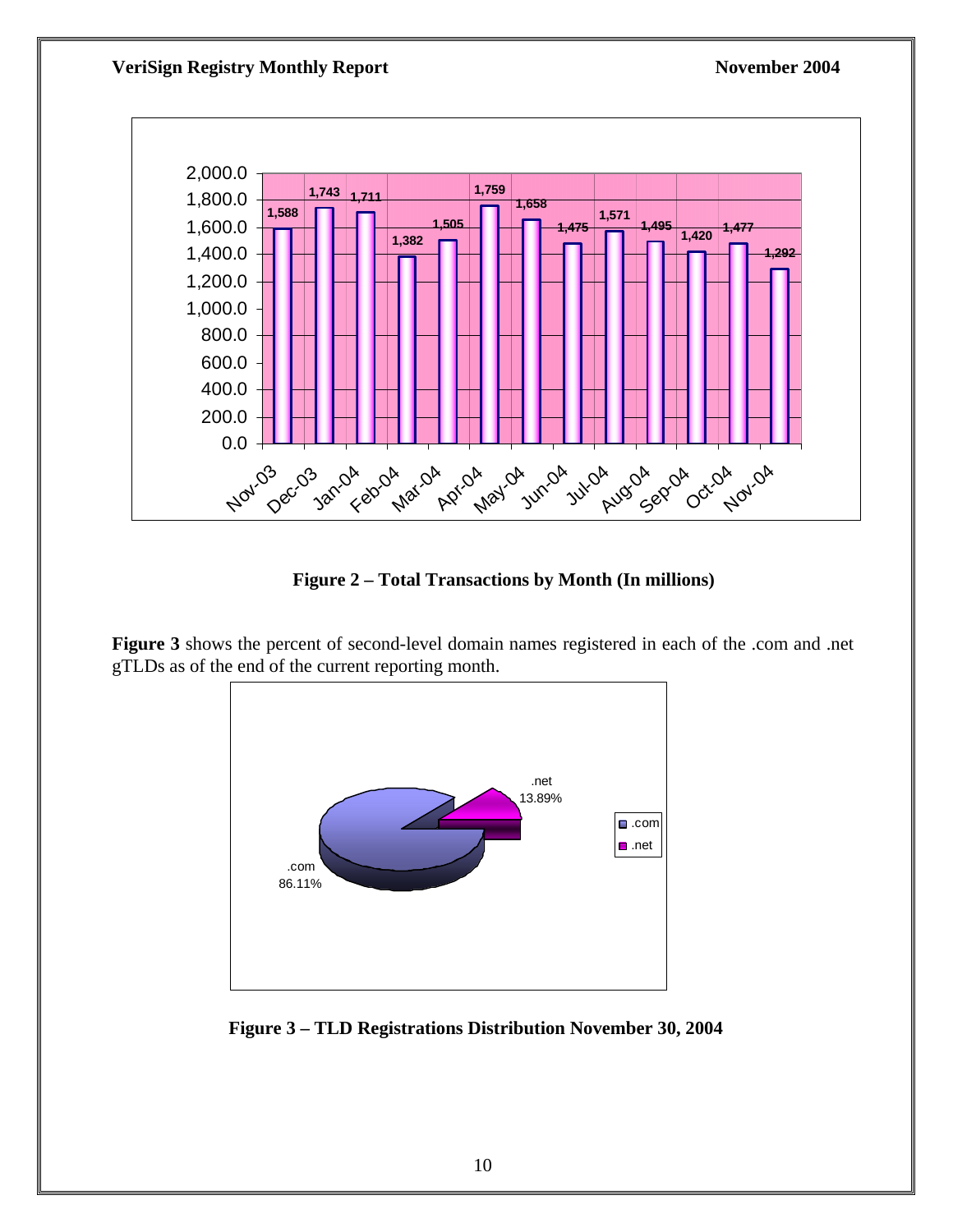**Figure 2 – Total Transactions by Month (In millions)**

**Figure 3** shows the percent of second-level domain names registered in each of the .com and .net gTLDs as of the end of the current reporting month.

**Figure 3 – TLD Registrations Distribution November 30, 2004**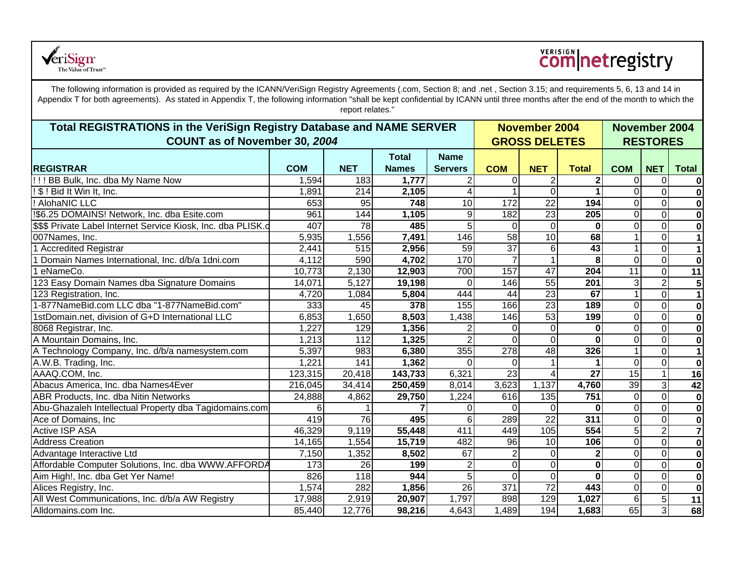VeriSign The Value of Trust

VERISIGN com|netregistry

The following information is provided as required by the ICANN/VeriSign Registry Agreements (.com, Section 8; and .net , Section 3.15; and requirements 5, 6, 13 and 14 in Appendix T for both agreements). As stated in Appendix T, the following information "shall be kept confidential by ICANN until three months after the end of the month to which the report relates."

| **Total REGISTRATIONS in the VeriSign Registry Database and NAME SERVER COUNT as of November 30, *2004*** | | | | | **November 2004 GROSS DELETES** | | | **November 2004 RESTORES** | | |
|---|---|---|---|---|---|---|---|---|---|---|
| **REGISTRAR** | **COM** | **NET** | **Total Names** | **Name Servers** | **COM** | **NET** | **Total** | **COM** | **NET** | **Total** |
| ! ! ! BB Bulk, Inc. dba My Name Now | 1,594 | 183 | **1,777** | 2 | 0 | 2 | **2** | 0 | 0 | **0** |
| ! $ ! Bid It Win It, Inc. | 1,891 | 214 | **2,105** | 4 | 1 | 0 | **1** | 0 | 0 | **0** |
| ! AlohaNIC LLC | 653 | 95 | **748** | 10 | 172 | 22 | **194** | 0 | 0 | **0** |
| !$6.25 DOMAINS! Network, Inc. dba Esite.com | 961 | 144 | **1,105** | 9 | 182 | 23 | **205** | 0 | 0 | **0** |
| $$$ Private Label Internet Service Kiosk, Inc. dba PLISK.c | 407 | 78 | **485** | 5 | 0 | 0 | **0** | 0 | 0 | **0** |
| 007Names, Inc. | 5,935 | 1,556 | **7,491** | 146 | 58 | 10 | **68** | 1 | 0 | **1** |
| 1 Accredited Registrar | 2,441 | 515 | **2,956** | 59 | 37 | 6 | **43** | 1 | 0 | **1** |
| 1 Domain Names International, Inc. d/b/a 1dni.com | 4,112 | 590 | **4,702** | 170 | 7 | 1 | **8** | 0 | 0 | **0** |
| 1 eNameCo. | 10,773 | 2,130 | **12,903** | 700 | 157 | 47 | **204** | 11 | 0 | **11** |
| 123 Easy Domain Names dba Signature Domains | 14,071 | 5,127 | **19,198** | 0 | 146 | 55 | **201** | 3 | 2 | **5** |
| 123 Registration, Inc. | 4,720 | 1,084 | **5,804** | 444 | 44 | 23 | **67** | 1 | 0 | **1** |
| 1-877NameBid.com LLC dba "1-877NameBid.com" | 333 | 45 | **378** | 155 | 166 | 23 | **189** | 0 | 0 | **0** |
| 1stDomain.net, division of G+D International LLC | 6,853 | 1,650 | **8,503** | 1,438 | 146 | 53 | **199** | 0 | 0 | **0** |
| 8068 Registrar, Inc. | 1,227 | 129 | **1,356** | 2 | 0 | 0 | **0** | 0 | 0 | **0** |
| A Mountain Domains, Inc. | 1,213 | 112 | **1,325** | 2 | 0 | 0 | **0** | 0 | 0 | **0** |
| A Technology Company, Inc. d/b/a namesystem.com | 5,397 | 983 | **6,380** | 355 | 278 | 48 | **326** | 1 | 0 | **1** |
| A.W.B. Trading, Inc. | 1,221 | 141 | **1,362** | 0 | 0 | 1 | **1** | 0 | 0 | **0** |
| AAAQ.COM, Inc. | 123,315 | 20,418 | **143,733** | 6,321 | 23 | 4 | **27** | 15 | 1 | **16** |
| Abacus America, Inc. dba Names4Ever | 216,045 | 34,414 | **250,459** | 8,014 | 3,623 | 1,137 | **4,760** | 39 | 3 | **42** |
| ABR Products, Inc. dba Nitin Networks | 24,888 | 4,862 | **29,750** | 1,224 | 616 | 135 | **751** | 0 | 0 | **0** |
| Abu-Ghazaleh Intellectual Property dba Tagidomains.com | 6 | 1 | **7** | 0 | 0 | 0 | **0** | 0 | 0 | **0** |
| Ace of Domains, Inc | 419 | 76 | **495** | 6 | 289 | 22 | **311** | 0 | 0 | **0** |
| Active ISP ASA | 46,329 | 9,119 | **55,448** | 411 | 449 | 105 | **554** | 5 | 2 | **7** |
| Address Creation | 14,165 | 1,554 | **15,719** | 482 | 96 | 10 | **106** | 0 | 0 | **0** |
| Advantage Interactive Ltd | 7,150 | 1,352 | **8,502** | 67 | 2 | 0 | **2** | 0 | 0 | **0** |
| Affordable Computer Solutions, Inc. dba WWW.AFFORDA | 173 | 26 | **199** | 2 | 0 | 0 | **0** | 0 | 0 | **0** |
| Aim High!, Inc. dba Get Yer Name! | 826 | 118 | **944** | 5 | 0 | 0 | **0** | 0 | 0 | **0** |
| Alices Registry, Inc. | 1,574 | 282 | **1,856** | 26 | 371 | 72 | **443** | 0 | 0 | **0** |
| All West Communications, Inc. d/b/a AW Registry | 17,988 | 2,919 | **20,907** | 1,797 | 898 | 129 | **1,027** | 6 | 5 | **11** |
| Alldomains.com Inc. | 85,440 | 12,776 | **98,216** | 4,643 | 1,489 | 194 | **1,683** | 65 | 3 | **68** |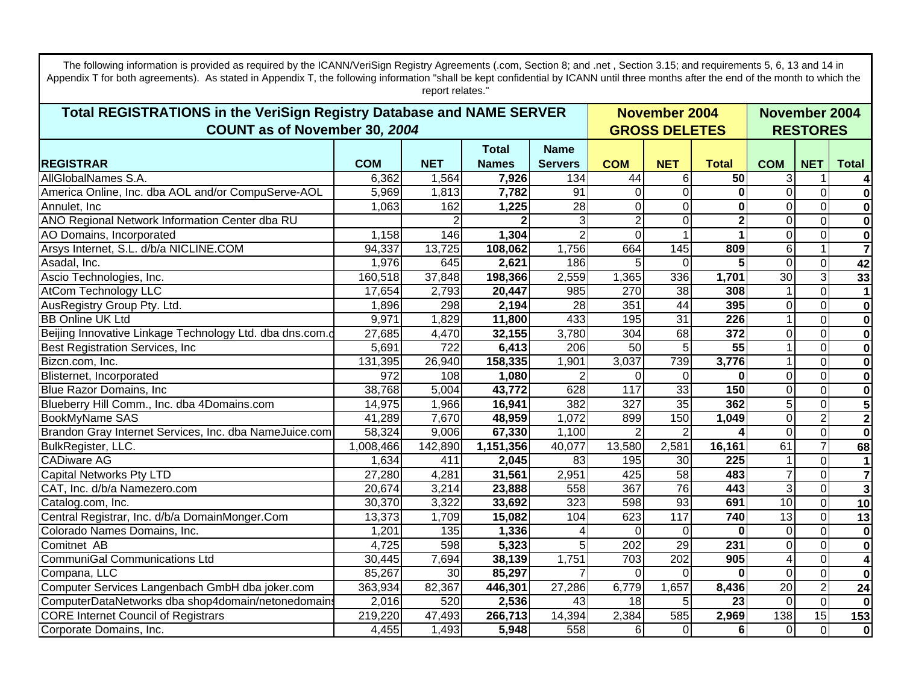The following information is provided as required by the ICANN/VeriSign Registry Agreements (.com, Section 8; and .net , Section 3.15; and requirements 5, 6, 13 and 14 in Appendix T for both agreements). As stated in Appendix T, the following information "shall be kept confidential by ICANN until three months after the end of the month to which the report relates."

| **Total REGISTRATIONS in the VeriSign Registry Database and NAME SERVER COUNT as of November 30, *2004*** | | | | | **November 2004 GROSS DELETES** | | | **November 2004 RESTORES** | | |
|---|---|---|---|---|---|---|---|---|---|---|
| **REGISTRAR** | **COM** | **NET** | **Total Names** | **Name Servers** | **COM** | **NET** | **Total** | **COM** | **NET** | **Total** |
| AllGlobalNames S.A. | 6,362 | 1,564 | **7,926** | 134 | 44 | 6 | **50** | 3 | 1 | **4** |
| America Online, Inc. dba AOL and/or CompuServe-AOL | 5,969 | 1,813 | **7,782** | 91 | 0 | 0 | **0** | 0 | 0 | **0** |
| Annulet, Inc | 1,063 | 162 | **1,225** | 28 | 0 | 0 | **0** | 0 | 0 | **0** |
| ANO Regional Network Information Center dba RU | | 2 | **2** | 3 | 2 | 0 | **2** | 0 | 0 | **0** |
| AO Domains, Incorporated | 1,158 | 146 | **1,304** | 2 | 0 | 1 | **1** | 0 | 0 | **0** |
| Arsys Internet, S.L. d/b/a NICLINE.COM | 94,337 | 13,725 | **108,062** | 1,756 | 664 | 145 | **809** | 6 | 1 | **7** |
| Asadal, Inc. | 1,976 | 645 | **2,621** | 186 | 5 | 0 | **5** | 0 | 0 | **42** |
| Ascio Technologies, Inc. | 160,518 | 37,848 | **198,366** | 2,559 | 1,365 | 336 | **1,701** | 30 | 3 | **33** |
| AtCom Technology LLC | 17,654 | 2,793 | **20,447** | 985 | 270 | 38 | **308** | 1 | 0 | **1** |
| AusRegistry Group Pty. Ltd. | 1,896 | 298 | **2,194** | 28 | 351 | 44 | **395** | 0 | 0 | **0** |
| BB Online UK Ltd | 9,971 | 1,829 | **11,800** | 433 | 195 | 31 | **226** | 1 | 0 | **0** |
| Beijing Innovative Linkage Technology Ltd. dba dns.com.c | 27,685 | 4,470 | **32,155** | 3,780 | 304 | 68 | **372** | 0 | 0 | **0** |
| Best Registration Services, Inc | 5,691 | 722 | **6,413** | 206 | 50 | 5 | **55** | 1 | 0 | **0** |
| Bizcn.com, Inc. | 131,395 | 26,940 | **158,335** | 1,901 | 3,037 | 739 | **3,776** | 1 | 0 | **0** |
| Blisternet, Incorporated | 972 | 108 | **1,080** | 2 | 0 | 0 | **0** | 0 | 0 | **0** |
| Blue Razor Domains, Inc | 38,768 | 5,004 | **43,772** | 628 | 117 | 33 | **150** | 0 | 0 | **0** |
| Blueberry Hill Comm., Inc. dba 4Domains.com | 14,975 | 1,966 | **16,941** | 382 | 327 | 35 | **362** | 5 | 0 | **5** |
| BookMyName SAS | 41,289 | 7,670 | **48,959** | 1,072 | 899 | 150 | **1,049** | 0 | 2 | **2** |
| Brandon Gray Internet Services, Inc. dba NameJuice.com | 58,324 | 9,006 | **67,330** | 1,100 | 2 | 2 | **4** | 0 | 0 | **0** |
| BulkRegister, LLC. | 1,008,466 | 142,890 | **1,151,356** | 40,077 | 13,580 | 2,581 | **16,161** | 61 | 7 | **68** |
| CADiware AG | 1,634 | 411 | **2,045** | 83 | 195 | 30 | **225** | 1 | 0 | **1** |
| Capital Networks Pty LTD | 27,280 | 4,281 | **31,561** | 2,951 | 425 | 58 | **483** | 7 | 0 | **7** |
| CAT, Inc. d/b/a Namezero.com | 20,674 | 3,214 | **23,888** | 558 | 367 | 76 | **443** | 3 | 0 | **3** |
| Catalog.com, Inc. | 30,370 | 3,322 | **33,692** | 323 | 598 | 93 | **691** | 10 | 0 | **10** |
| Central Registrar, Inc. d/b/a DomainMonger.Com | 13,373 | 1,709 | **15,082** | 104 | 623 | 117 | **740** | 13 | 0 | **13** |
| Colorado Names Domains, Inc. | 1,201 | 135 | **1,336** | 4 | 0 | 0 | **0** | 0 | 0 | **0** |
| Comitnet AB | 4,725 | 598 | **5,323** | 5 | 202 | 29 | **231** | 0 | 0 | **0** |
| CommuniGal Communications Ltd | 30,445 | 7,694 | **38,139** | 1,751 | 703 | 202 | **905** | 4 | 0 | **4** |
| Compana, LLC | 85,267 | 30 | **85,297** | 7 | 0 | 0 | **0** | 0 | 0 | **0** |
| Computer Services Langenbach GmbH dba joker.com | 363,934 | 82,367 | **446,301** | 27,286 | 6,779 | 1,657 | **8,436** | 20 | 2 | **24** |
| ComputerDataNetworks dba shop4domain/netonedomains | 2,016 | 520 | **2,536** | 43 | 18 | 5 | **23** | 0 | 0 | **0** |
| CORE Internet Council of Registrars | 219,220 | 47,493 | **266,713** | 14,394 | 2,384 | 585 | **2,969** | 138 | 15 | **153** |
| Corporate Domains, Inc. | 4,455 | 1,493 | **5,948** | 558 | 6 | 0 | **6** | 0 | 0 | **0** |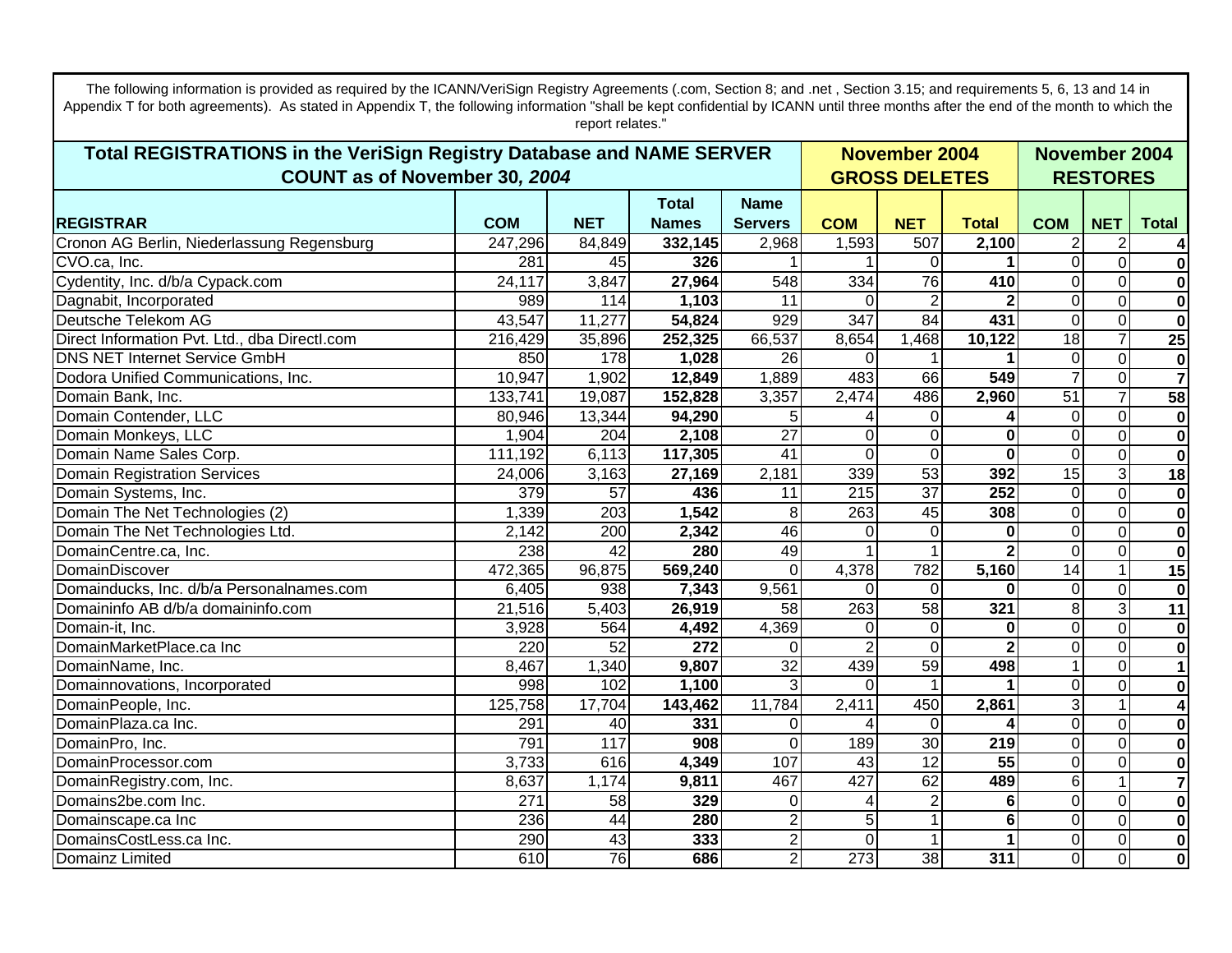The following information is provided as required by the ICANN/VeriSign Registry Agreements (.com, Section 8; and .net , Section 3.15; and requirements 5, 6, 13 and 14 in Appendix T for both agreements). As stated in Appendix T, the following information "shall be kept confidential by ICANN until three months after the end of the month to which the report relates."

| Total REGISTRATIONS in the VeriSign Registry Database and NAME SERVER COUNT as of November 30, *2004* | | | | | November 2004 GROSS DELETES | | | November 2004 RESTORES | | |
|---|---|---|---|---|---|---|---|---|---|---|
| **REGISTRAR** | **COM** | **NET** | **Total Names** | **Name Servers** | **COM** | **NET** | **Total** | **COM** | **NET** | **Total** |
| Cronon AG Berlin, Niederlassung Regensburg | 247,296 | 84,849 | **332,145** | 2,968 | 1,593 | 507 | **2,100** | 2 | 2 | **4** |
| CVO.ca, Inc. | 281 | 45 | **326** | 1 | 1 | 0 | **1** | 0 | 0 | **0** |
| Cydentity, Inc. d/b/a Cypack.com | 24,117 | 3,847 | **27,964** | 548 | 334 | 76 | **410** | 0 | 0 | **0** |
| Dagnabit, Incorporated | 989 | 114 | **1,103** | 11 | 0 | 2 | **2** | 0 | 0 | **0** |
| Deutsche Telekom AG | 43,547 | 11,277 | **54,824** | 929 | 347 | 84 | **431** | 0 | 0 | **0** |
| Direct Information Pvt. Ltd., dba DirectI.com | 216,429 | 35,896 | **252,325** | 66,537 | 8,654 | 1,468 | **10,122** | 18 | 7 | **25** |
| DNS NET Internet Service GmbH | 850 | 178 | **1,028** | 26 | 0 | 1 | **1** | 0 | 0 | **0** |
| Dodora Unified Communications, Inc. | 10,947 | 1,902 | **12,849** | 1,889 | 483 | 66 | **549** | 7 | 0 | **7** |
| Domain Bank, Inc. | 133,741 | 19,087 | **152,828** | 3,357 | 2,474 | 486 | **2,960** | 51 | 7 | **58** |
| Domain Contender, LLC | 80,946 | 13,344 | **94,290** | 5 | 4 | 0 | **4** | 0 | 0 | **0** |
| Domain Monkeys, LLC | 1,904 | 204 | **2,108** | 27 | 0 | 0 | **0** | 0 | 0 | **0** |
| Domain Name Sales Corp. | 111,192 | 6,113 | **117,305** | 41 | 0 | 0 | **0** | 0 | 0 | **0** |
| Domain Registration Services | 24,006 | 3,163 | **27,169** | 2,181 | 339 | 53 | **392** | 15 | 3 | **18** |
| Domain Systems, Inc. | 379 | 57 | **436** | 11 | 215 | 37 | **252** | 0 | 0 | **0** |
| Domain The Net Technologies (2) | 1,339 | 203 | **1,542** | 8 | 263 | 45 | **308** | 0 | 0 | **0** |
| Domain The Net Technologies Ltd. | 2,142 | 200 | **2,342** | 46 | 0 | 0 | **0** | 0 | 0 | **0** |
| DomainCentre.ca, Inc. | 238 | 42 | **280** | 49 | 1 | 1 | **2** | 0 | 0 | **0** |
| DomainDiscover | 472,365 | 96,875 | **569,240** | 0 | 4,378 | 782 | **5,160** | 14 | 1 | **15** |
| Domainducks, Inc. d/b/a Personalnames.com | 6,405 | 938 | **7,343** | 9,561 | 0 | 0 | **0** | 0 | 0 | **0** |
| Domaininfo AB d/b/a domaininfo.com | 21,516 | 5,403 | **26,919** | 58 | 263 | 58 | **321** | 8 | 3 | **11** |
| Domain-it, Inc. | 3,928 | 564 | **4,492** | 4,369 | 0 | 0 | **0** | 0 | 0 | **0** |
| DomainMarketPlace.ca Inc | 220 | 52 | **272** | 0 | 2 | 0 | **2** | 0 | 0 | **0** |
| DomainName, Inc. | 8,467 | 1,340 | **9,807** | 32 | 439 | 59 | **498** | 1 | 0 | **1** |
| Domainnovations, Incorporated | 998 | 102 | **1,100** | 3 | 0 | 1 | **1** | 0 | 0 | **0** |
| DomainPeople, Inc. | 125,758 | 17,704 | **143,462** | 11,784 | 2,411 | 450 | **2,861** | 3 | 1 | **4** |
| DomainPlaza.ca Inc. | 291 | 40 | **331** | 0 | 4 | 0 | **4** | 0 | 0 | **0** |
| DomainPro, Inc. | 791 | 117 | **908** | 0 | 189 | 30 | **219** | 0 | 0 | **0** |
| DomainProcessor.com | 3,733 | 616 | **4,349** | 107 | 43 | 12 | **55** | 0 | 0 | **0** |
| DomainRegistry.com, Inc. | 8,637 | 1,174 | **9,811** | 467 | 427 | 62 | **489** | 6 | 1 | **7** |
| Domains2be.com Inc. | 271 | 58 | **329** | 0 | 4 | 2 | **6** | 0 | 0 | **0** |
| Domainscape.ca Inc | 236 | 44 | **280** | 2 | 5 | 1 | **6** | 0 | 0 | **0** |
| DomainsCostLess.ca Inc. | 290 | 43 | **333** | 2 | 0 | 1 | **1** | 0 | 0 | **0** |
| Domainz Limited | 610 | 76 | **686** | 2 | 273 | 38 | **311** | 0 | 0 | **0** |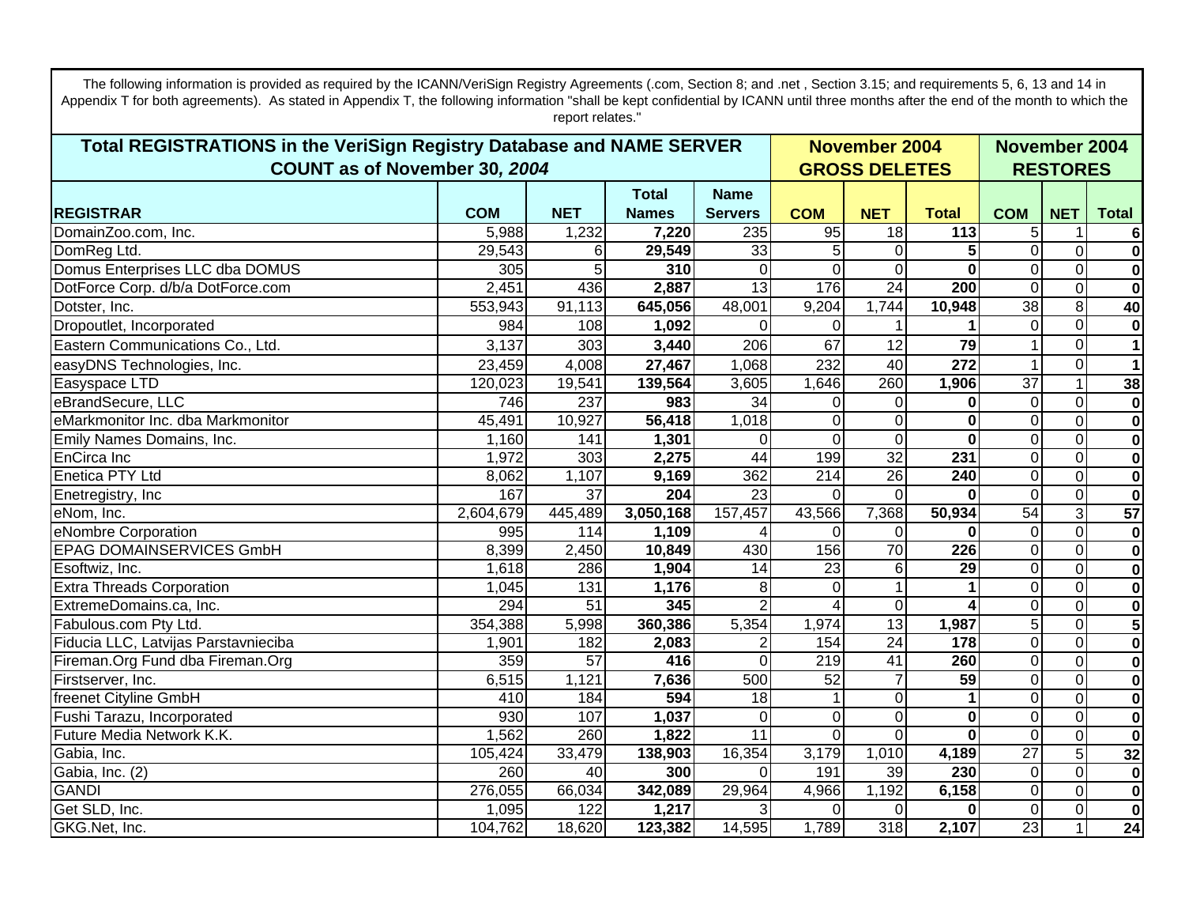The following information is provided as required by the ICANN/VeriSign Registry Agreements (.com, Section 8; and .net , Section 3.15; and requirements 5, 6, 13 and 14 in Appendix T for both agreements). As stated in Appendix T, the following information "shall be kept confidential by ICANN until three months after the end of the month to which the report relates."

| Total REGISTRATIONS in the VeriSign Registry Database and NAME SERVER COUNT as of November 30, *2004* | | | | | November 2004 GROSS DELETES | | | November 2004 RESTORES | | |
|---|---|---|---|---|---|---|---|---|---|---|
| **REGISTRAR** | **COM** | **NET** | **Total Names** | **Name Servers** | **COM** | **NET** | **Total** | **COM** | **NET** | **Total** |
| DomainZoo.com, Inc. | 5,988 | 1,232 | **7,220** | 235 | 95 | 18 | **113** | 5 | 1 | **6** |
| DomReg Ltd. | 29,543 | 6 | **29,549** | 33 | 5 | 0 | **5** | 0 | 0 | **0** |
| Domus Enterprises LLC dba DOMUS | 305 | 5 | **310** | 0 | 0 | 0 | **0** | 0 | 0 | **0** |
| DotForce Corp. d/b/a DotForce.com | 2,451 | 436 | **2,887** | 13 | 176 | 24 | **200** | 0 | 0 | **0** |
| Dotster, Inc. | 553,943 | 91,113 | **645,056** | 48,001 | 9,204 | 1,744 | **10,948** | 38 | 8 | **40** |
| Dropoutlet, Incorporated | 984 | 108 | **1,092** | 0 | 0 | 1 | **1** | 0 | 0 | **0** |
| Eastern Communications Co., Ltd. | 3,137 | 303 | **3,440** | 206 | 67 | 12 | **79** | 1 | 0 | **1** |
| easyDNS Technologies, Inc. | 23,459 | 4,008 | **27,467** | 1,068 | 232 | 40 | **272** | 1 | 0 | **1** |
| Easyspace LTD | 120,023 | 19,541 | **139,564** | 3,605 | 1,646 | 260 | **1,906** | 37 | 1 | **38** |
| eBrandSecure, LLC | 746 | 237 | **983** | 34 | 0 | 0 | **0** | 0 | 0 | **0** |
| eMarkmonitor Inc. dba Markmonitor | 45,491 | 10,927 | **56,418** | 1,018 | 0 | 0 | **0** | 0 | 0 | **0** |
| Emily Names Domains, Inc. | 1,160 | 141 | **1,301** | 0 | 0 | 0 | **0** | 0 | 0 | **0** |
| EnCirca Inc | 1,972 | 303 | **2,275** | 44 | 199 | 32 | **231** | 0 | 0 | **0** |
| Enetica PTY Ltd | 8,062 | 1,107 | **9,169** | 362 | 214 | 26 | **240** | 0 | 0 | **0** |
| Enetregistry, Inc | 167 | 37 | **204** | 23 | 0 | 0 | **0** | 0 | 0 | **0** |
| eNom, Inc. | 2,604,679 | 445,489 | **3,050,168** | 157,457 | 43,566 | 7,368 | **50,934** | 54 | 3 | **57** |
| eNombre Corporation | 995 | 114 | **1,109** | 4 | 0 | 0 | **0** | 0 | 0 | **0** |
| EPAG DOMAINSERVICES GmbH | 8,399 | 2,450 | **10,849** | 430 | 156 | 70 | **226** | 0 | 0 | **0** |
| Esoftwiz, Inc. | 1,618 | 286 | **1,904** | 14 | 23 | 6 | **29** | 0 | 0 | **0** |
| Extra Threads Corporation | 1,045 | 131 | **1,176** | 8 | 0 | 1 | **1** | 0 | 0 | **0** |
| ExtremeDomains.ca, Inc. | 294 | 51 | **345** | 2 | 4 | 0 | **4** | 0 | 0 | **0** |
| Fabulous.com Pty Ltd. | 354,388 | 5,998 | **360,386** | 5,354 | 1,974 | 13 | **1,987** | 5 | 0 | **5** |
| Fiducia LLC, Latvijas Parstavnieciba | 1,901 | 182 | **2,083** | 2 | 154 | 24 | **178** | 0 | 0 | **0** |
| Fireman.Org Fund dba Fireman.Org | 359 | 57 | **416** | 0 | 219 | 41 | **260** | 0 | 0 | **0** |
| Firstserver, Inc. | 6,515 | 1,121 | **7,636** | 500 | 52 | 7 | **59** | 0 | 0 | **0** |
| freenet Cityline GmbH | 410 | 184 | **594** | 18 | 1 | 0 | **1** | 0 | 0 | **0** |
| Fushi Tarazu, Incorporated | 930 | 107 | **1,037** | 0 | 0 | 0 | **0** | 0 | 0 | **0** |
| Future Media Network K.K. | 1,562 | 260 | **1,822** | 11 | 0 | 0 | **0** | 0 | 0 | **0** |
| Gabia, Inc. | 105,424 | 33,479 | **138,903** | 16,354 | 3,179 | 1,010 | **4,189** | 27 | 5 | **32** |
| Gabia, Inc. (2) | 260 | 40 | **300** | 0 | 191 | 39 | **230** | 0 | 0 | **0** |
| GANDI | 276,055 | 66,034 | **342,089** | 29,964 | 4,966 | 1,192 | **6,158** | 0 | 0 | **0** |
| Get SLD, Inc. | 1,095 | 122 | **1,217** | 3 | 0 | 0 | **0** | 0 | 0 | **0** |
| GKG.Net, Inc. | 104,762 | 18,620 | **123,382** | 14,595 | 1,789 | 318 | **2,107** | 23 | 1 | **24** |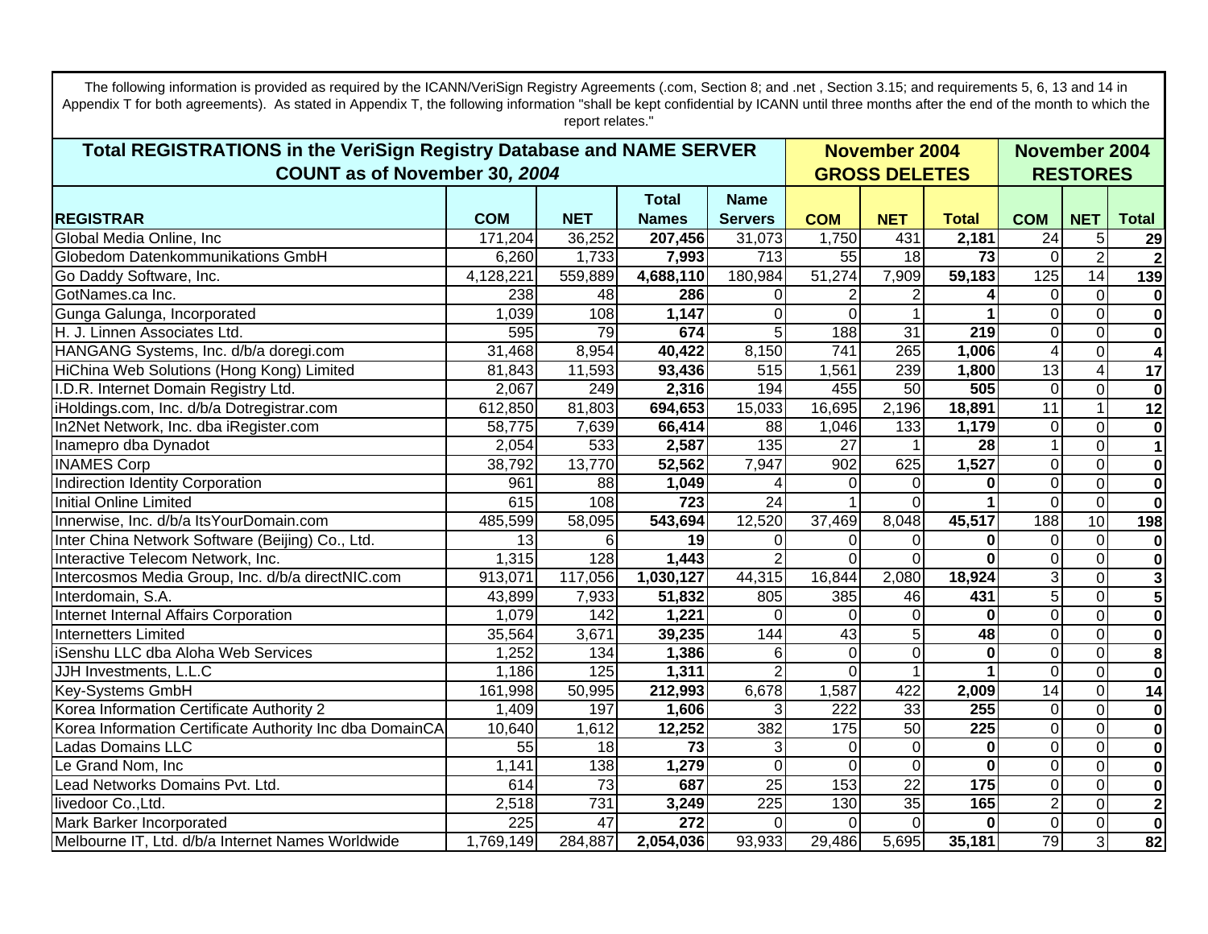The following information is provided as required by the ICANN/VeriSign Registry Agreements (.com, Section 8; and .net , Section 3.15; and requirements 5, 6, 13 and 14 in Appendix T for both agreements). As stated in Appendix T, the following information "shall be kept confidential by ICANN until three months after the end of the month to which the report relates."

| Total REGISTRATIONS in the VeriSign Registry Database and NAME SERVER COUNT as of November 30, *2004* | | | | | November 2004 GROSS DELETES | | | November 2004 RESTORES | | |
|---|---|---|---|---|---|---|---|---|---|---|
| **REGISTRAR** | **COM** | **NET** | **Total Names** | **Name Servers** | **COM** | **NET** | **Total** | **COM** | **NET** | **Total** |
| Global Media Online, Inc | 171,204 | 36,252 | **207,456** | 31,073 | 1,750 | 431 | **2,181** | 24 | 5 | **29** |
| Globedom Datenkommunikations GmbH | 6,260 | 1,733 | **7,993** | 713 | 55 | 18 | **73** | 0 | 2 | **2** |
| Go Daddy Software, Inc. | 4,128,221 | 559,889 | **4,688,110** | 180,984 | 51,274 | 7,909 | **59,183** | 125 | 14 | **139** |
| GotNames.ca Inc. | 238 | 48 | **286** | 0 | 2 | 2 | **4** | 0 | 0 | **0** |
| Gunga Galunga, Incorporated | 1,039 | 108 | **1,147** | 0 | 0 | 1 | **1** | 0 | 0 | **0** |
| H. J. Linnen Associates Ltd. | 595 | 79 | **674** | 5 | 188 | 31 | **219** | 0 | 0 | **0** |
| HANGANG Systems, Inc. d/b/a doregi.com | 31,468 | 8,954 | **40,422** | 8,150 | 741 | 265 | **1,006** | 4 | 0 | **4** |
| HiChina Web Solutions (Hong Kong) Limited | 81,843 | 11,593 | **93,436** | 515 | 1,561 | 239 | **1,800** | 13 | 4 | **17** |
| I.D.R. Internet Domain Registry Ltd. | 2,067 | 249 | **2,316** | 194 | 455 | 50 | **505** | 0 | 0 | **0** |
| iHoldings.com, Inc. d/b/a Dotregistrar.com | 612,850 | 81,803 | **694,653** | 15,033 | 16,695 | 2,196 | **18,891** | 11 | 1 | **12** |
| In2Net Network, Inc. dba iRegister.com | 58,775 | 7,639 | **66,414** | 88 | 1,046 | 133 | **1,179** | 0 | 0 | **0** |
| Inamepro dba Dynadot | 2,054 | 533 | **2,587** | 135 | 27 | 1 | **28** | 1 | 0 | **1** |
| INAMES Corp | 38,792 | 13,770 | **52,562** | 7,947 | 902 | 625 | **1,527** | 0 | 0 | **0** |
| Indirection Identity Corporation | 961 | 88 | **1,049** | 4 | 0 | 0 | **0** | 0 | 0 | **0** |
| Initial Online Limited | 615 | 108 | **723** | 24 | 1 | 0 | **1** | 0 | 0 | **0** |
| Innerwise, Inc. d/b/a ItsYourDomain.com | 485,599 | 58,095 | **543,694** | 12,520 | 37,469 | 8,048 | **45,517** | 188 | 10 | **198** |
| Inter China Network Software (Beijing) Co., Ltd. | 13 | 6 | **19** | 0 | 0 | 0 | **0** | 0 | 0 | **0** |
| Interactive Telecom Network, Inc. | 1,315 | 128 | **1,443** | 2 | 0 | 0 | **0** | 0 | 0 | **0** |
| Intercosmos Media Group, Inc. d/b/a directNIC.com | 913,071 | 117,056 | **1,030,127** | 44,315 | 16,844 | 2,080 | **18,924** | 3 | 0 | **3** |
| Interdomain, S.A. | 43,899 | 7,933 | **51,832** | 805 | 385 | 46 | **431** | 5 | 0 | **5** |
| Internet Internal Affairs Corporation | 1,079 | 142 | **1,221** | 0 | 0 | 0 | **0** | 0 | 0 | **0** |
| Internetters Limited | 35,564 | 3,671 | **39,235** | 144 | 43 | 5 | **48** | 0 | 0 | **0** |
| iSenshu LLC dba Aloha Web Services | 1,252 | 134 | **1,386** | 6 | 0 | 0 | **0** | 0 | 0 | **8** |
| JJH Investments, L.L.C | 1,186 | 125 | **1,311** | 2 | 0 | 1 | **1** | 0 | 0 | **0** |
| Key-Systems GmbH | 161,998 | 50,995 | **212,993** | 6,678 | 1,587 | 422 | **2,009** | 14 | 0 | **14** |
| Korea Information Certificate Authority 2 | 1,409 | 197 | **1,606** | 3 | 222 | 33 | **255** | 0 | 0 | **0** |
| Korea Information Certificate Authority Inc dba DomainCA | 10,640 | 1,612 | **12,252** | 382 | 175 | 50 | **225** | 0 | 0 | **0** |
| Ladas Domains LLC | 55 | 18 | **73** | 3 | 0 | 0 | **0** | 0 | 0 | **0** |
| Le Grand Nom, Inc | 1,141 | 138 | **1,279** | 0 | 0 | 0 | **0** | 0 | 0 | **0** |
| Lead Networks Domains Pvt. Ltd. | 614 | 73 | **687** | 25 | 153 | 22 | **175** | 0 | 0 | **0** |
| livedoor Co.,Ltd. | 2,518 | 731 | **3,249** | 225 | 130 | 35 | **165** | 2 | 0 | **2** |
| Mark Barker Incorporated | 225 | 47 | **272** | 0 | 0 | 0 | **0** | 0 | 0 | **0** |
| Melbourne IT, Ltd. d/b/a Internet Names Worldwide | 1,769,149 | 284,887 | **2,054,036** | 93,933 | 29,486 | 5,695 | **35,181** | 79 | 3 | **82** |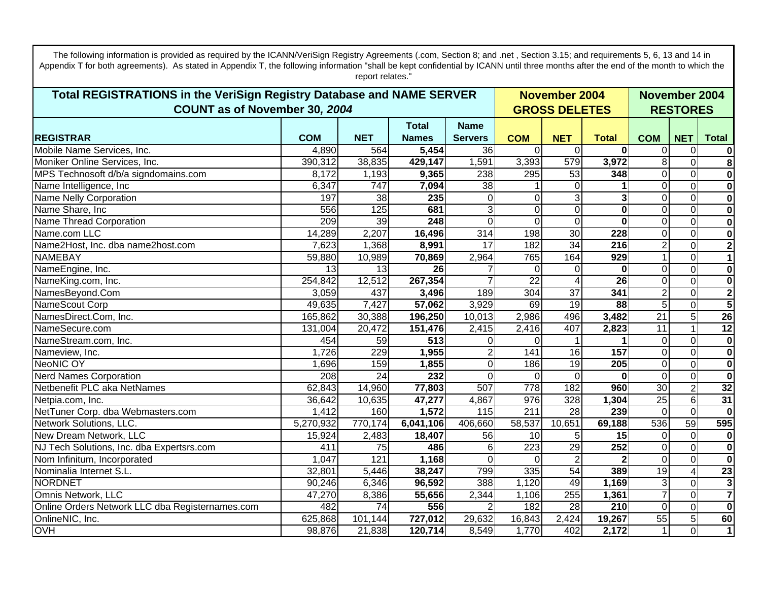The following information is provided as required by the ICANN/VeriSign Registry Agreements (.com, Section 8; and .net , Section 3.15; and requirements 5, 6, 13 and 14 in Appendix T for both agreements). As stated in Appendix T, the following information "shall be kept confidential by ICANN until three months after the end of the month to which the report relates."

| Total REGISTRATIONS in the VeriSign Registry Database and NAME SERVER COUNT as of November 30, *2004* | | | | | November 2004 GROSS DELETES | | | November 2004 RESTORES | | |
|---|---|---|---|---|---|---|---|---|---|---|
| **REGISTRAR** | **COM** | **NET** | **Total Names** | **Name Servers** | **COM** | **NET** | **Total** | **COM** | **NET** | **Total** |
| Mobile Name Services, Inc. | 4,890 | 564 | **5,454** | 36 | 0 | 0 | **0** | 0 | 0 | **0** |
| Moniker Online Services, Inc. | 390,312 | 38,835 | **429,147** | 1,591 | 3,393 | 579 | **3,972** | 8 | 0 | **8** |
| MPS Technosoft d/b/a signdomains.com | 8,172 | 1,193 | **9,365** | 238 | 295 | 53 | **348** | 0 | 0 | **0** |
| Name Intelligence, Inc | 6,347 | 747 | **7,094** | 38 | 1 | 0 | **1** | 0 | 0 | **0** |
| Name Nelly Corporation | 197 | 38 | **235** | 0 | 0 | 3 | **3** | 0 | 0 | **0** |
| Name Share, Inc | 556 | 125 | **681** | 3 | 0 | 0 | **0** | 0 | 0 | **0** |
| Name Thread Corporation | 209 | 39 | **248** | 0 | 0 | 0 | **0** | 0 | 0 | **0** |
| Name.com LLC | 14,289 | 2,207 | **16,496** | 314 | 198 | 30 | **228** | 0 | 0 | **0** |
| Name2Host, Inc. dba name2host.com | 7,623 | 1,368 | **8,991** | 17 | 182 | 34 | **216** | 2 | 0 | **2** |
| NAMEBAY | 59,880 | 10,989 | **70,869** | 2,964 | 765 | 164 | **929** | 1 | 0 | **1** |
| NameEngine, Inc. | 13 | 13 | **26** | 7 | 0 | 0 | **0** | 0 | 0 | **0** |
| NameKing.com, Inc. | 254,842 | 12,512 | **267,354** | 7 | 22 | 4 | **26** | 0 | 0 | **0** |
| NamesBeyond.Com | 3,059 | 437 | **3,496** | 189 | 304 | 37 | **341** | 2 | 0 | **2** |
| NameScout Corp | 49,635 | 7,427 | **57,062** | 3,929 | 69 | 19 | **88** | 5 | 0 | **5** |
| NamesDirect.Com, Inc. | 165,862 | 30,388 | **196,250** | 10,013 | 2,986 | 496 | **3,482** | 21 | 5 | **26** |
| NameSecure.com | 131,004 | 20,472 | **151,476** | 2,415 | 2,416 | 407 | **2,823** | 11 | 1 | **12** |
| NameStream.com, Inc. | 454 | 59 | **513** | 0 | 0 | 1 | **1** | 0 | 0 | **0** |
| Nameview, Inc. | 1,726 | 229 | **1,955** | 2 | 141 | 16 | **157** | 0 | 0 | **0** |
| NeoNIC OY | 1,696 | 159 | **1,855** | 0 | 186 | 19 | **205** | 0 | 0 | **0** |
| Nerd Names Corporation | 208 | 24 | **232** | 0 | 0 | 0 | **0** | 0 | 0 | **0** |
| Netbenefit PLC aka NetNames | 62,843 | 14,960 | **77,803** | 507 | 778 | 182 | **960** | 30 | 2 | **32** |
| Netpia.com, Inc. | 36,642 | 10,635 | **47,277** | 4,867 | 976 | 328 | **1,304** | 25 | 6 | **31** |
| NetTuner Corp. dba Webmasters.com | 1,412 | 160 | **1,572** | 115 | 211 | 28 | **239** | 0 | 0 | **0** |
| Network Solutions, LLC. | 5,270,932 | 770,174 | **6,041,106** | 406,660 | 58,537 | 10,651 | **69,188** | 536 | 59 | **595** |
| New Dream Network, LLC | 15,924 | 2,483 | **18,407** | 56 | 10 | 5 | **15** | 0 | 0 | **0** |
| NJ Tech Solutions, Inc. dba Expertsrs.com | 411 | 75 | **486** | 6 | 223 | 29 | **252** | 0 | 0 | **0** |
| Nom Infinitum, Incorporated | 1,047 | 121 | **1,168** | 0 | 0 | 2 | **2** | 0 | 0 | **0** |
| Nominalia Internet S.L. | 32,801 | 5,446 | **38,247** | 799 | 335 | 54 | **389** | 19 | 4 | **23** |
| NORDNET | 90,246 | 6,346 | **96,592** | 388 | 1,120 | 49 | **1,169** | 3 | 0 | **3** |
| Omnis Network, LLC | 47,270 | 8,386 | **55,656** | 2,344 | 1,106 | 255 | **1,361** | 7 | 0 | **7** |
| Online Orders Network LLC dba Registernames.com | 482 | 74 | **556** | 2 | 182 | 28 | **210** | 0 | 0 | **0** |
| OnlineNIC, Inc. | 625,868 | 101,144 | **727,012** | 29,632 | 16,843 | 2,424 | **19,267** | 55 | 5 | **60** |
| OVH | 98,876 | 21,838 | **120,714** | 8,549 | 1,770 | 402 | **2,172** | 1 | 0 | **1** |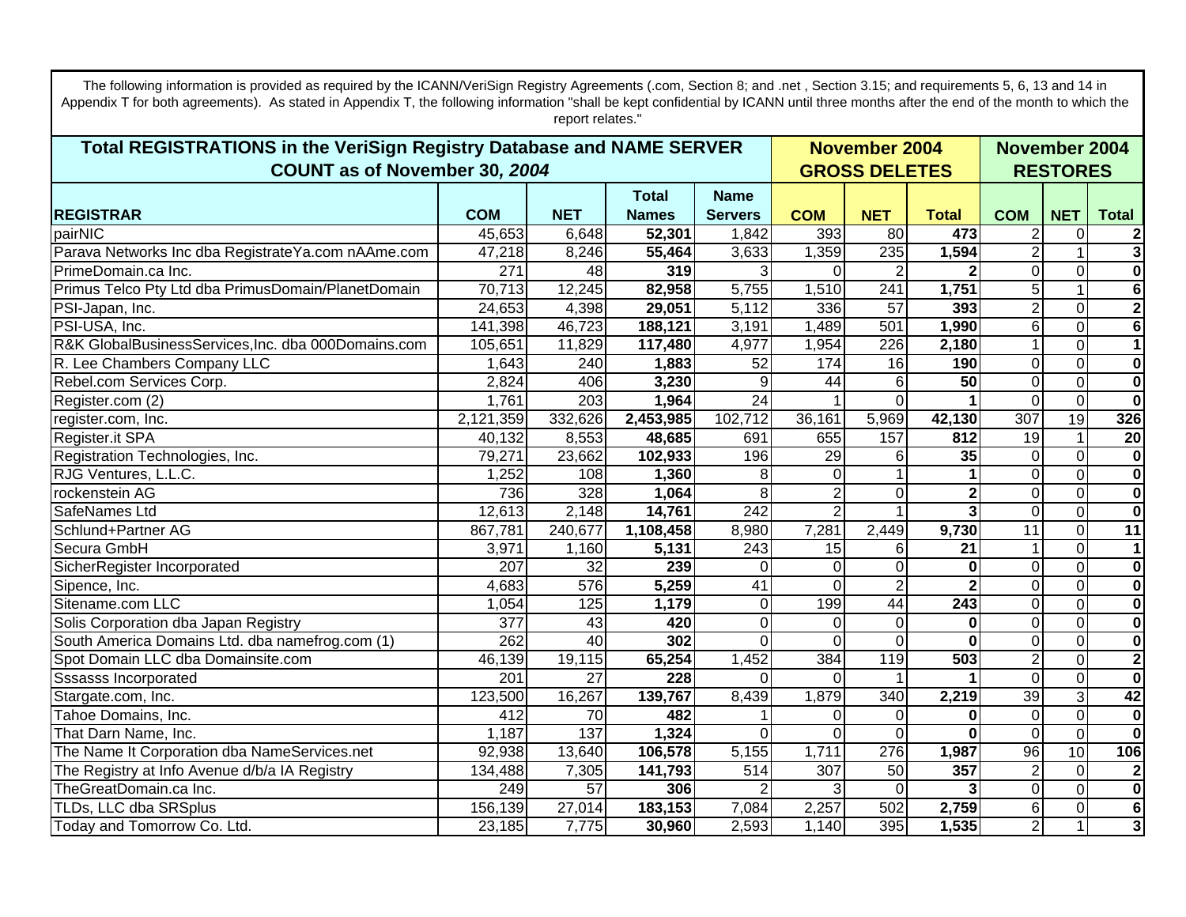The following information is provided as required by the ICANN/VeriSign Registry Agreements (.com, Section 8; and .net , Section 3.15; and requirements 5, 6, 13 and 14 in Appendix T for both agreements). As stated in Appendix T, the following information "shall be kept confidential by ICANN until three months after the end of the month to which the report relates."

| Total REGISTRATIONS in the VeriSign Registry Database and NAME SERVER COUNT as of November 30, *2004* | | | | | November 2004 GROSS DELETES | | | November 2004 RESTORES | | |
|---|---|---|---|---|---|---|---|---|---|---|
| **REGISTRAR** | **COM** | **NET** | **Total Names** | **Name Servers** | **COM** | **NET** | **Total** | **COM** | **NET** | **Total** |
| pairNIC | 45,653 | 6,648 | **52,301** | 1,842 | 393 | 80 | **473** | 2 | 0 | **2** |
| Parava Networks Inc dba RegistrateYa.com nAAme.com | 47,218 | 8,246 | **55,464** | 3,633 | 1,359 | 235 | **1,594** | 2 | 1 | **3** |
| PrimeDomain.ca Inc. | 271 | 48 | **319** | 3 | 0 | 2 | **2** | 0 | 0 | **0** |
| Primus Telco Pty Ltd dba PrimusDomain/PlanetDomain | 70,713 | 12,245 | **82,958** | 5,755 | 1,510 | 241 | **1,751** | 5 | 1 | **6** |
| PSI-Japan, Inc. | 24,653 | 4,398 | **29,051** | 5,112 | 336 | 57 | **393** | 2 | 0 | **2** |
| PSI-USA, Inc. | 141,398 | 46,723 | **188,121** | 3,191 | 1,489 | 501 | **1,990** | 6 | 0 | **6** |
| R&K GlobalBusinessServices,Inc. dba 000Domains.com | 105,651 | 11,829 | **117,480** | 4,977 | 1,954 | 226 | **2,180** | 1 | 0 | **1** |
| R. Lee Chambers Company LLC | 1,643 | 240 | **1,883** | 52 | 174 | 16 | **190** | 0 | 0 | **0** |
| Rebel.com Services Corp. | 2,824 | 406 | **3,230** | 9 | 44 | 6 | **50** | 0 | 0 | **0** |
| Register.com (2) | 1,761 | 203 | **1,964** | 24 | 1 | 0 | **1** | 0 | 0 | **0** |
| register.com, Inc. | 2,121,359 | 332,626 | **2,453,985** | 102,712 | 36,161 | 5,969 | **42,130** | 307 | 19 | **326** |
| Register.it SPA | 40,132 | 8,553 | **48,685** | 691 | 655 | 157 | **812** | 19 | 1 | **20** |
| Registration Technologies, Inc. | 79,271 | 23,662 | **102,933** | 196 | 29 | 6 | **35** | 0 | 0 | **0** |
| RJG Ventures, L.L.C. | 1,252 | 108 | **1,360** | 8 | 0 | 1 | **1** | 0 | 0 | **0** |
| rockenstein AG | 736 | 328 | **1,064** | 8 | 2 | 0 | **2** | 0 | 0 | **0** |
| SafeNames Ltd | 12,613 | 2,148 | **14,761** | 242 | 2 | 1 | **3** | 0 | 0 | **0** |
| Schlund+Partner AG | 867,781 | 240,677 | **1,108,458** | 8,980 | 7,281 | 2,449 | **9,730** | 11 | 0 | **11** |
| Secura GmbH | 3,971 | 1,160 | **5,131** | 243 | 15 | 6 | **21** | 1 | 0 | **1** |
| SicherRegister Incorporated | 207 | 32 | **239** | 0 | 0 | 0 | **0** | 0 | 0 | **0** |
| Sipence, Inc. | 4,683 | 576 | **5,259** | 41 | 0 | 2 | **2** | 0 | 0 | **0** |
| Sitename.com LLC | 1,054 | 125 | **1,179** | 0 | 199 | 44 | **243** | 0 | 0 | **0** |
| Solis Corporation dba Japan Registry | 377 | 43 | **420** | 0 | 0 | 0 | **0** | 0 | 0 | **0** |
| South America Domains Ltd. dba namefrog.com (1) | 262 | 40 | **302** | 0 | 0 | 0 | **0** | 0 | 0 | **0** |
| Spot Domain LLC dba Domainsite.com | 46,139 | 19,115 | **65,254** | 1,452 | 384 | 119 | **503** | 2 | 0 | **2** |
| Sssasss Incorporated | 201 | 27 | **228** | 0 | 0 | 1 | **1** | 0 | 0 | **0** |
| Stargate.com, Inc. | 123,500 | 16,267 | **139,767** | 8,439 | 1,879 | 340 | **2,219** | 39 | 3 | **42** |
| Tahoe Domains, Inc. | 412 | 70 | **482** | 1 | 0 | 0 | **0** | 0 | 0 | **0** |
| That Darn Name, Inc. | 1,187 | 137 | **1,324** | 0 | 0 | 0 | **0** | 0 | 0 | **0** |
| The Name It Corporation dba NameServices.net | 92,938 | 13,640 | **106,578** | 5,155 | 1,711 | 276 | **1,987** | 96 | 10 | **106** |
| The Registry at Info Avenue d/b/a IA Registry | 134,488 | 7,305 | **141,793** | 514 | 307 | 50 | **357** | 2 | 0 | **2** |
| TheGreatDomain.ca Inc. | 249 | 57 | **306** | 2 | 3 | 0 | **3** | 0 | 0 | **0** |
| TLDs, LLC dba SRSplus | 156,139 | 27,014 | **183,153** | 7,084 | 2,257 | 502 | **2,759** | 6 | 0 | **6** |
| Today and Tomorrow Co. Ltd. | 23,185 | 7,775 | **30,960** | 2,593 | 1,140 | 395 | **1,535** | 2 | 1 | **3** |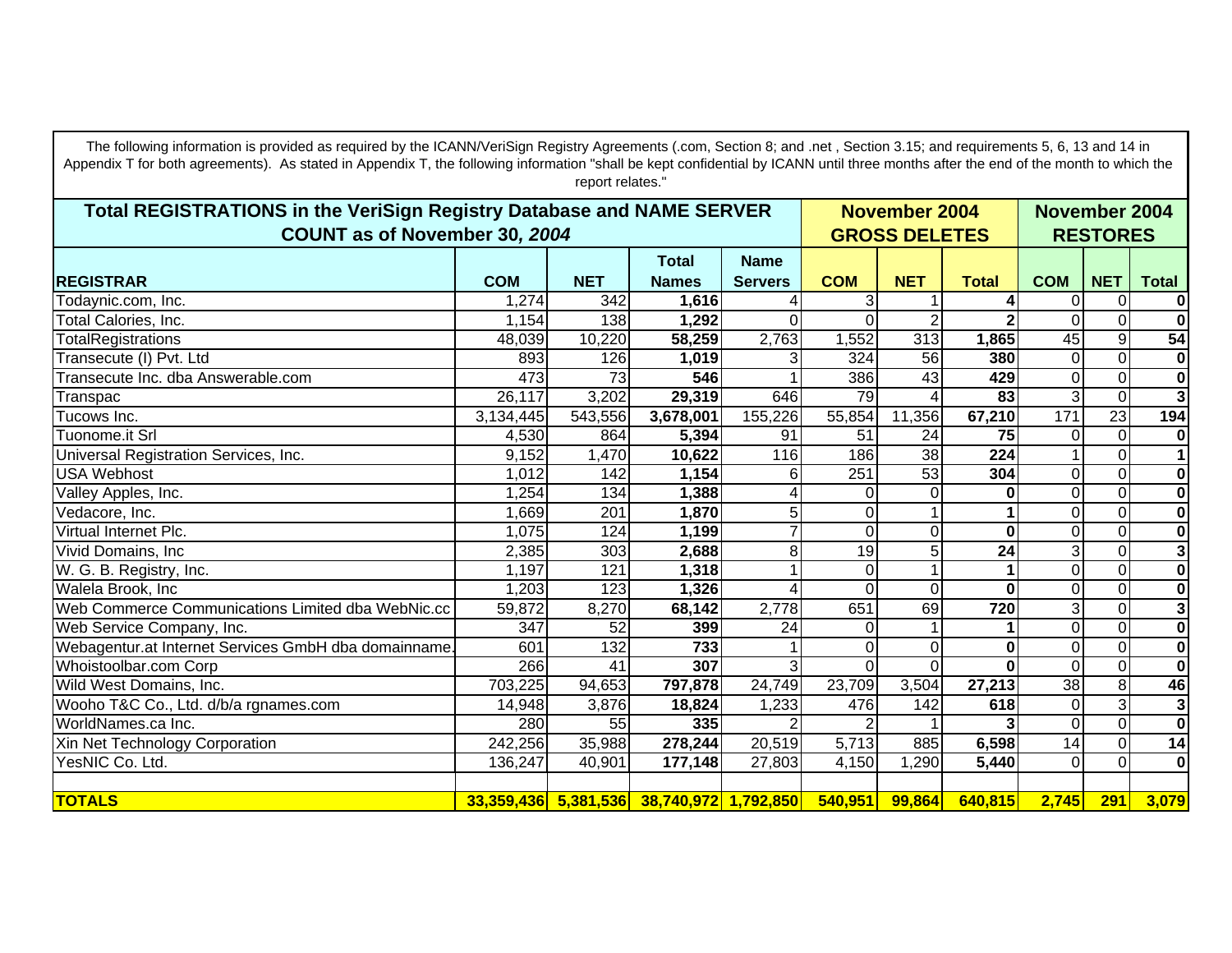The following information is provided as required by the ICANN/VeriSign Registry Agreements (.com, Section 8; and .net , Section 3.15; and requirements 5, 6, 13 and 14 in Appendix T for both agreements). As stated in Appendix T, the following information "shall be kept confidential by ICANN until three months after the end of the month to which the report relates."

| **Total REGISTRATIONS in the VeriSign Registry Database and NAME SERVER COUNT as of November 30, *2004*** | | | | | **November 2004 GROSS DELETES** | | | **November 2004 RESTORES** | | |
|---|---|---|---|---|---|---|---|---|---|---|
| **REGISTRAR** | **COM** | **NET** | **Total Names** | **Name Servers** | **COM** | **NET** | **Total** | **COM** | **NET** | **Total** |
| Todaynic.com, Inc. | 1,274 | 342 | **1,616** | 4 | 3 | 1 | **4** | 0 | 0 | **0** |
| Total Calories, Inc. | 1,154 | 138 | **1,292** | 0 | 0 | 2 | **2** | 0 | 0 | **0** |
| TotalRegistrations | 48,039 | 10,220 | **58,259** | 2,763 | 1,552 | 313 | **1,865** | 45 | 9 | **54** |
| Transecute (I) Pvt. Ltd | 893 | 126 | **1,019** | 3 | 324 | 56 | **380** | 0 | 0 | **0** |
| Transecute Inc. dba Answerable.com | 473 | 73 | **546** | 1 | 386 | 43 | **429** | 0 | 0 | **0** |
| Transpac | 26,117 | 3,202 | **29,319** | 646 | 79 | 4 | **83** | 3 | 0 | **3** |
| Tucows Inc. | 3,134,445 | 543,556 | **3,678,001** | 155,226 | 55,854 | 11,356 | **67,210** | 171 | 23 | **194** |
| Tuonome.it Srl | 4,530 | 864 | **5,394** | 91 | 51 | 24 | **75** | 0 | 0 | **0** |
| Universal Registration Services, Inc. | 9,152 | 1,470 | **10,622** | 116 | 186 | 38 | **224** | 1 | 0 | **1** |
| USA Webhost | 1,012 | 142 | **1,154** | 6 | 251 | 53 | **304** | 0 | 0 | **0** |
| Valley Apples, Inc. | 1,254 | 134 | **1,388** | 4 | 0 | 0 | **0** | 0 | 0 | **0** |
| Vedacore, Inc. | 1,669 | 201 | **1,870** | 5 | 0 | 1 | **1** | 0 | 0 | **0** |
| Virtual Internet Plc. | 1,075 | 124 | **1,199** | 7 | 0 | 0 | **0** | 0 | 0 | **0** |
| Vivid Domains, Inc | 2,385 | 303 | **2,688** | 8 | 19 | 5 | **24** | 3 | 0 | **3** |
| W. G. B. Registry, Inc. | 1,197 | 121 | **1,318** | 1 | 0 | 1 | **1** | 0 | 0 | **0** |
| Walela Brook, Inc | 1,203 | 123 | **1,326** | 4 | 0 | 0 | **0** | 0 | 0 | **0** |
| Web Commerce Communications Limited dba WebNic.cc | 59,872 | 8,270 | **68,142** | 2,778 | 651 | 69 | **720** | 3 | 0 | **3** |
| Web Service Company, Inc. | 347 | 52 | **399** | 24 | 0 | 1 | **1** | 0 | 0 | **0** |
| Webagentur.at Internet Services GmbH dba domainname. | 601 | 132 | **733** | 1 | 0 | 0 | **0** | 0 | 0 | **0** |
| Whoistoolbar.com Corp | 266 | 41 | **307** | 3 | 0 | 0 | **0** | 0 | 0 | **0** |
| Wild West Domains, Inc. | 703,225 | 94,653 | **797,878** | 24,749 | 23,709 | 3,504 | **27,213** | 38 | 8 | **46** |
| Wooho T&C Co., Ltd. d/b/a rgnames.com | 14,948 | 3,876 | **18,824** | 1,233 | 476 | 142 | **618** | 0 | 3 | **3** |
| WorldNames.ca Inc. | 280 | 55 | **335** | 2 | 2 | 1 | **3** | 0 | 0 | **0** |
| Xin Net Technology Corporation | 242,256 | 35,988 | **278,244** | 20,519 | 5,713 | 885 | **6,598** | 14 | 0 | **14** |
| YesNIC Co. Ltd. | 136,247 | 40,901 | **177,148** | 27,803 | 4,150 | 1,290 | **5,440** | 0 | 0 | **0** |
| | | | | | | | | | | |
| **TOTALS** | **33,359,436** | **5,381,536** | **38,740,972** | **1,792,850** | **540,951** | **99,864** | **640,815** | **2,745** | **291** | **3,079** |